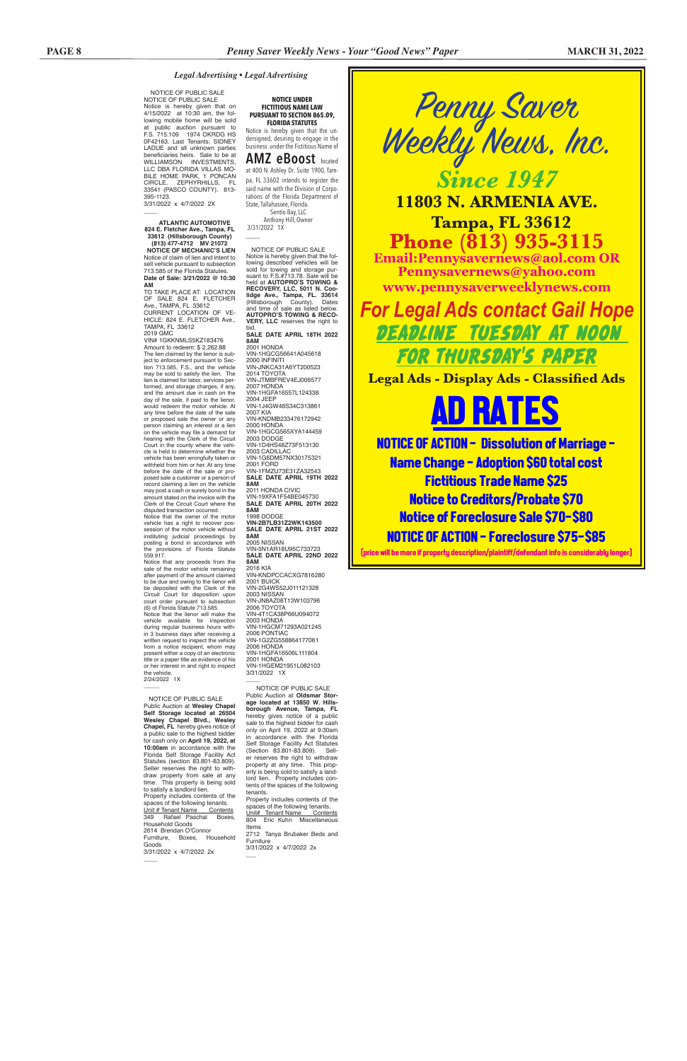*Legal Advertising • Legal Advertising*

NOTICE OF PUBLIC SALE

NOTICE OF PUBLIC SALE

Notice is hereby given that on 4/15/2022 at 10:30 am, the following mobile home will be sold at public auction pursuant to F.S. 715.109 1974 OKRDG HS 0F42163. Last Tenants: SIDNEY LADUE and all unknown parties beneficiaries heirs. Sale to be at WILLIAMSON INVESTMENTS, LLC DBA FLORIDA VILLAS MOBILE HOME PARK, 1 PONCAN CIRCLE, ZEPHYRHILLS, FL 33541 (PASCO COUNTY). 813-395-1123.

3/31/2022 x 4/7/2022 2X

**ATLANTIC AUTOMOTIVE**
**824 E. Fletcher Ave., Tampa, FL 33612 (Hillsborough County)**
**(813) 477-4712 MV 21072**
**NOTICE OF MECHANIC'S LIEN**

Notice of claim of lien and intent to sell vehicle pursuant to subsection 713.585 of the Florida Statutes.

**Date of Sale: 3/21/2022 @ 10:30 AM**

TO TAKE PLACE AT: LOCATION OF SALE 824 E. FLETCHER Ave., TAMPA, FL 33612

CURRENT LOCATION OF VEHICLE: 824 E. FLETCHER Ave., TAMPA, FL 33612

2019 GMC

VIN# 1GKKNMLS5KZ183476

Amount to redeem: $ 2,262.88

The lien claimed by the lienor is subject to enforcement pursuant to Section 713.585, F.S., and the vehicle may be sold to satisfy the lien. The lien is claimed for labor, services performed, and storage charges, if any, and the amount due in cash on the day of the sale, if paid to the lienor, would redeem the motor vehicle. At any time before the date of the sale or proposed sale the owner or any person claiming an interest or a lien on the vehicle may file a demand for hearing with the Clerk of the Circuit Court in the county where the vehicle is held to determine whether the vehicle has been wrongfully taken or withheld from him or her. At any time before the date of the sale or proposed sale a customer or a person of record claiming a lien on the vehicle may post a cash or surety bond in the amount stated on the invoice with the Clerk of the Circuit Court where the disputed transaction occurred.

Notice that the owner of the motor vehicle has a right to recover possession of the motor vehicle without instituting judicial proceedings by posting a bond in accordance with the provisions of Florida Statute 559.917.

Notice that any proceeds from the sale of the motor vehicle remaining after payment of the amount claimed to be due and owing to the lienor will be deposited with the Clerk of the Circuit Court for disposition upon court order pursuant to subsection (6) of Florida Statute 713.585.

Notice that the lienor will make the vehicle available for inspection during regular business hours within 3 business days after receiving a written request to inspect the vehicle from a notice recipient, whom may present either a copy of an electronic title or a paper title as evidence of his or her interest in and right to inspect the vehicle.

2/24/2022 1X

NOTICE OF PUBLIC SALE

Public Auction at **Wesley Chapel Self Storage located at 26504 Wesley Chapel Blvd., Wesley Chapel, FL** hereby gives notice of a public sale to the highest bidder for cash only on **April 19, 2022, at 10:00am** in accordance with the Florida Self Storage Facility Act Statutes (section 83.801-83.809). Seller reserves the right to withdraw property from sale at any time. This property is being sold to satisfy a landlord lien.

Property includes contents of the spaces of the following tenants.

| Unit # | Tenant Name | Contents |
|---|---|---|
| 349 | Rafael Paschal | Boxes, Household Goods |
| 2614 | Brendan O'Connor | Furniture, Boxes, Household Goods |

3/31/2022 x 4/7/2022 2x

**NOTICE UNDER FICTITIOUS NAME LAW PURSUANT TO SECTION 865.09, FLORIDA STATUTES**

Notice is hereby given that the undersigned, desiring to engage in the business under the Fictitious Name of **AMZ eBoost** located at 400 N. Ashley Dr. Suite 1900, Tampa, FL 33602 intends to register the said name with the Division of Corporations of the Florida Department of State, Tallahassee, Florida.

Sentio Bay, LLC
Anthony Hill, Owner

3/31/2022 1X

NOTICE OF PUBLIC SALE

Notice is hereby given that the following described vehicles will be sold for towing and storage pursuant to F.S.#713.78. Sale will be held at **AUTOPRO'S TOWING & RECOVERY, LLC, 5011 N. Coolidge Ave., Tampa, FL. 33614** (Hillsborough County). Dates and time of sale as listed below. **AUTOPRO'S TOWING & RECOVERY, LLC** reserves the right to bid.

**SALE DATE APRIL 18TH 2022 8AM**

2001 HONDA
VIN-1HGCG56641A045618
2000 INFINITI
VIN-JNKCA31A6YT200523
2014 TOYOTA
VIN-JTMBFREV4EJ006577
2007 HONDA
VIN-1HGFA16557L124338
2004 JEEP
VIN-1J4GW48S34C313861
2007 KIA
VIN-KNDMB233476172942
2000 HONDA
VIN-1HGCG565XYA144459
2003 DODGE
VIN-1D4HS48Z73F513130
2003 CADILLAC
VIN-1G6DM57NX30175321
2001 FORD
VIN-1FMZU73E31ZA32543

**SALE DATE APRIL 19TH 2022 8AM**

2011 HONDA CIVIC
VIN-19XFA1F54BE045730

**SALE DATE APRIL 20TH 2022 8AM**

1998 DODGE
**VIN-2B7LB31Z2WK143500**

**SALE DATE APRIL 21ST 2022 8AM**

2005 NISSAN
VIN-5N1AR18U95C733723

**SALE DATE APRIL 22ND 2022 8AM**

2016 KIA
VIN-KNDPCCACXG7816280
2001 BUICK
VIN-2G4WS52J011121328
2003 NISSAN
VIN-JN8AZ08T13W103796
2006 TOYOTA
VIN-4T1CA38P66U094072
2003 HONDA
VIN-1HGCM71293A021245
2006 PONTIAC
VIN-1G2ZG558864177061
2006 HONDA
VIN-1HGFA16506L111804
2001 HONDA
VIN-1HGEM21951L082103

3/31/2022 1X

NOTICE OF PUBLIC SALE

Public Auction at **Oldsmar Storage located at 13850 W. Hillsborough Avenue, Tampa, FL** hereby gives notice of a public sale to the highest bidder for cash only on April 19, 2022 at 9:30am in accordance with the Florida Self Storage Facility Act Statutes (Section 83.801-83.809). Seller reserves the right to withdraw property at any time. This property is being sold to satisfy a landlord lien. Property includes contents of the spaces of the following tenants.

Property includes contents of the spaces of the following tenants.

| Unit# | Tenant Name | Contents |
|---|---|---|
| 804 | Eric Kuhn | Miscellaneous Items |
| 2712 | Tanya Brubaker | Beds and Furniture |

3/31/2022 x 4/7/2022 2x

# Penny Saver Weekly News, Inc.

## Since 1947

**11803 N. ARMENIA AVE.**
**Tampa, FL 33612**
**Phone (813) 935-3115**
**Email:Pennysavernews@aol.com OR Pennysavernews@yahoo.com**
**www.pennysaverweeklynews.com**

**For Legal Ads contact Gail Hope**

**DEADLINE TUESDAY AT NOON FOR THURSDAY'S PAPER**

**Legal Ads - Display Ads - Classified Ads**

## AD RATES

**NOTICE OF ACTION - Dissolution of Marriage - Name Change - Adoption $60 total cost**

**Fictitious Trade Name $25**

**Notice to Creditors/Probate $70**

**Notice of Foreclosure Sale $70-$80**

**NOTICE OF ACTION - Foreclosure $75-$85**

(price will be more if property description/plaintiff/defendant info is considerably longer)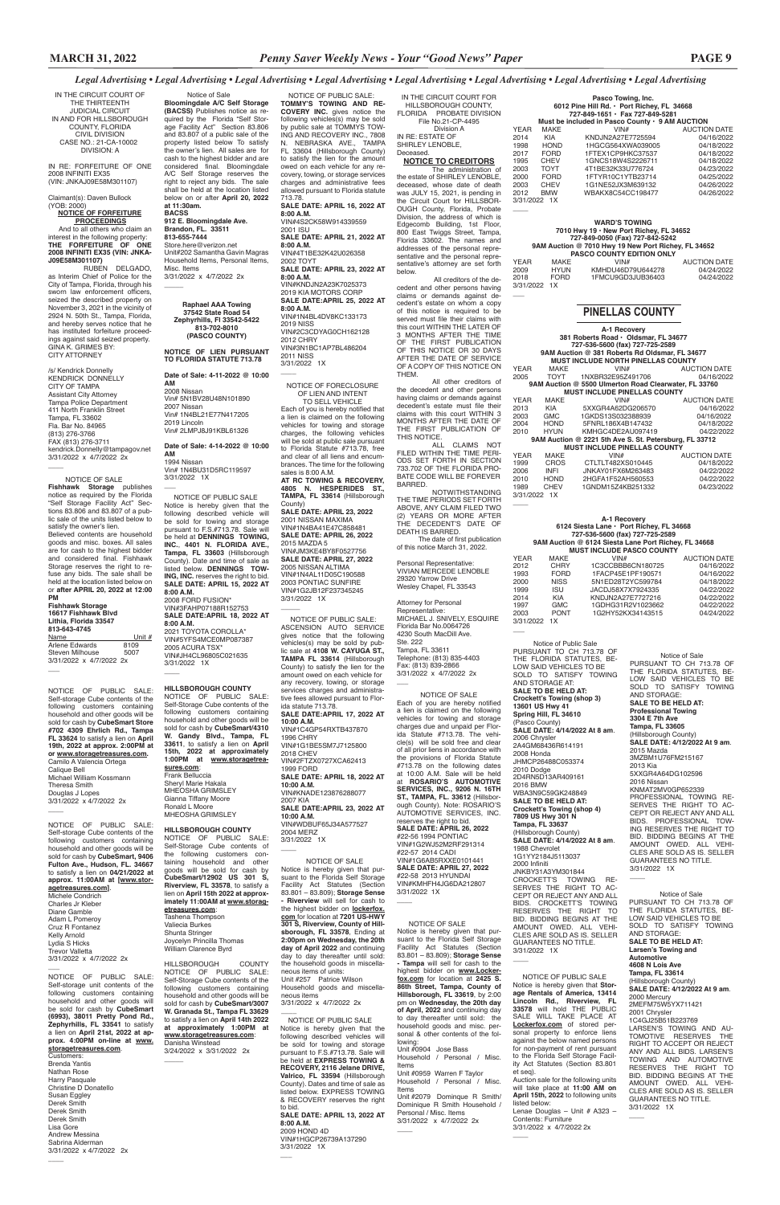*Legal Advertising • Legal Advertising • Legal Advertising • Legal Advertising • Legal Advertising • Legal Advertising • Legal Advertising • Legal Advertising*

IN THE CIRCUIT COURT OF THE THIRTEENTH JUDICIAL CIRCUIT IN AND FOR HILLSBOROUGH COUNTY, FLORIDA CIVIL DIVISION CASE NO.: 21-CA-10002 DIVISION: A

IN RE: FORFEITURE OF ONE 2008 INFINITI EX35 (VIN: JNKAJ09E58M301107)

Claimant(s): Daven Bullock (YOB: 2000)

**NOTICE OF FORFEITURE PROCEEDINGS**

And to all others who claim an interest in the following property: **THE FORFEITURE OF ONE 2008 INFINITI EX35 (VIN: JNKA-J09E58M301107)**

RUBEN DELGADO, as Interim Chief of Police for the City of Tampa, Florida, through his sworn law enforcement officers, seized the described property on November 3, 2021 in the vicinity of 2924 N. 50th St., Tampa, Florida, and hereby serves notice that he has instituted forfeiture proceedings against said seized property.

GINA K. GRIMES BY: CITY ATTORNEY

/s/ Kendrick Donnelly
KENDRICK DONNELLY
CITY OF TAMPA
Assistant City Attorney
Tampa Police Department
411 North Franklin Street
Tampa, FL 33602
Fla. Bar No. 84965
(813) 276-3766
FAX (813) 276-3711
kendrick.Donnelly@tampagov.net
3/31/2022 x 4/7/2022 2x

---

NOTICE OF SALE

**Fishhawk Storage** publishes notice as required by the Florida "Self Storage Facility Act" Sections 83.806 and 83.807 of a public sale of the units listed below to satisfy the owner's lien.
Believed contents are household goods and misc. boxes. All sales are for cash to the highest bidder and considered final. Fishhawk Storage reserves the right to refuse any bids. The sale shall be held at the location listed below on or **after April 20, 2022 at 12:00 PM**

**Fishhawk Storage**
**16617 Fishhawk Blvd**
**Lithia, Florida 33547**
**813-643-4745**

| Name | Unit # |
|---|---|
| Arlene Edwards | 8109 |
| Steven Milhouse | 5007 |

3/31/2022 x 4/7/2022 2x

---

NOTICE OF PUBLIC SALE: Self-storage Cube contents of the following customers containing household and other goods will be sold for cash by **CubeSmart Store #702 4309 Ehrlich Rd., Tampa FL 33624** to satisfy a lien on **April 19th, 2022 at approx. 2:00PM at** or **www.storagetreasures.com**.
Camilo A Valencia Ortega
Calique Bell
Michael William Kossmann
Theresa Smith
Douglas J Lopes
3/31/2022 x 4/7/2022 2x

---

NOTICE OF PUBLIC SALE: Self-storage Cube contents of the following customers containing household and other goods will be sold for cash by **CubeSmart, 9406 Fulton Ave., Hudson, FL 34667** to satisfy a lien on **04/21/2022 at approx. 11:00AM at [www.storagetreasures.com]**.
Michele Condrich
Charles Jr Kleber
Diane Gamble
Adam L Pomeroy
Cruz R Fontanez
Kelly Arnold
Lydia S Hicks
Trevor Valletta
3/31/2022 x 4/7/2022 2x

---

NOTICE OF PUBLIC SALE: Self-storage unit contents of the following customers containing household and other goods will be sold for cash by **CubeSmart (6993), 38011 Pretty Pond Rd., Zephyrhills, FL 33541** to satisfy a lien on **April 21st, 2022 at approx. 4:00PM on-line at www.storagetreasures.com**.
Customers:
Brenda Yantis
Nathan Rose
Harry Pasquale
Christine D Donatello
Susan Eggley
Derek Smith
Derek Smith
Derek Smith
Lisa Gore
Andrew Messina
Sabrina Alderman
3/31/2022 x 4/7/2022 2x

---

Notice of Sale

**Bloomingdale A/C Self Storage (BACSS)** Publishes notice as required by the Florida "Self Storage Facility Act" Section 83.806 and 83.807 of a public sale of the property listed below To satisfy the owner's lien. All sales are for cash to the highest bidder and are considered final. Bloomingdale A/C Self Storage reserves the right to reject any bids. The sale shall be held at the location listed below on or after **April 20, 2022 at 11:30am.**

**BACSS**
**912 E. Bloomingdale Ave.**
**Brandon, FL. 33511**
**813-655-7444**
Store.here@verizon.net
Unit#202 Samantha Gavin Magras
Household Items, Personal Items, Misc. Items
3/31/2022 x 4/7/2022 2x

---

**Raphael AAA Towing**
**37542 State Road 54**
**Zephyrhills, Fl 33542-5422**
**813-702-8010**
**(PASCO COUNTY)**

**NOTICE OF LIEN PURSUANT TO FLORIDA STATUTE 713.78**

**Date of Sale: 4-11-2022 @ 10:00 AM**
2008 Nissan
Vin# 5N1BV28U48N101890
2007 Nissan
Vin# 1N4BL21E77N417205
2019 Lincoln
Vin# 2LMPJ8J91KBL61326

**Date of Sale: 4-14-2022 @ 10:00 AM**
1994 Nissan
Vin# 1N4BU31D5RC119597
3/31/2022 1X

---

NOTICE OF PUBLIC SALE

Notice is hereby given that the following described vehicle will be sold for towing and storage pursuant to F.S.#713.78. Sale will be held at **DENNINGS TOWING, INC., 4401 N. FLORIDA AVE., Tampa, FL 33603** (Hillsborough County). Date and time of sale as listed below. **DENNINGS TOWING, INC.** reserves the right to bid.
**SALE DATE: APRIL 15, 2022 AT 8:00 A.M.**
2008 FORD FUSION*
VIN#3FAHP07188R152753
**SALE DATE:APRIL 18, 2022 AT 8:00 A.M.**
2021 TOYOTA COROLLA*
VIN#5YFS4MCE0MP087387
2005 ACURA TSX*
VIN#JH4CL96805C021635
3/31/2022 1X

---

**HILLSBOROUGH COUNTY**

NOTICE OF PUBLIC SALE: Self-Storage Cube contents of the following customers containing household and other goods will be sold for cash by **CubeSmart#4310 W. Gandy Blvd., Tampa, FL 33611**, to satisfy a lien on **April 15th, 2022 at approximately 1:00PM at www.storagetreasures.com**:
Frank Belluccia
Sheryl Marie Hakala
MHEOSHA GRIMSLEY
Gianna Tiffany Moore
Ronald L Moore
MHEOSHA GRIMSLEY

**HILLSBOROUGH COUNTY**

NOTICE OF PUBLIC SALE: Self-Storage Cube contents of the following customers containing household and other goods will be sold for cash by **CubeSmart/12902 US 301 S, Riverview, FL 33578**, to satisfy a lien on **April 15th 2022 at approximately 11:00AM at www.storagetreasures.com**:
Tashena Thompson
Valiecia Burkes
Shunta Stringer
Joycelyn Princilla Thomas
William Clarence Byrd

HILLSBOROUGH COUNTY NOTICE OF PUBLIC SALE: Self-Storage Cube contents of the following customers containing household and other goods will be sold for cash by **CubeSmart/3007 W. Granada St., Tampa FL 33629** to satisfy a lien on **April 14th 2022 at approximately 1:00PM at www.storagetreasures.com**:
Danisha Winstead
3/24/2022 x 3/31/2022 2x

---

NOTICE OF PUBLIC SALE: **TOMMY'S TOWING AND RECOVERY INC.** gives notice the following vehicles(s) may be sold by public sale at TOMMYS TOWING AND RECOVERY INC., 7808 N. NEBRASKA AVE., TAMPA FL 33604 (Hillsborough County) to satisfy the lien for the amount owed on each vehicle for any recovery, towing, or storage services charges and administrative fees allowed pursuant to Florida statute 713.78.
**SALE DATE: APRIL 16, 2022 AT 8:00 A.M.**
VIN#4S2CK58W914339559
2001 ISU
**SALE DATE: APRIL 21, 2022 AT 8:00 A.M.**
VIN#4T1BE32K42U026358
2002 TOYT
**SALE DATE: APRIL 23, 2022 AT 8:00 A.M.**
VIN#KNDJN2A23K7025373
2019 KIA MOTORS CORP
**SALE DATE:APRIL 25, 2022 AT 8:00 A.M.**
VIN#1N4BL4DV8KC133173
2019 NISS
VIN#2C3CDYAG0CH162128
2012 CHRY
VIN#3N1BC1AP7BL486204
2011 NISS
3/31/2022 1X

---

NOTICE OF FORECLOSURE OF LIEN AND INTENT TO SELL VEHICLE

Each of you is hereby notified that a lien is claimed on the following vehicles for towing and storage charges, the following vehicles will be sold at public sale pursuant to Florida Statute #713.78, free and clear of all liens and encumbrances. The time for the following sales is 8:00 A.M.
**AT RC TOWING & RECOVERY, 4805 N. HESPERIDES ST., TAMPA, FL 33614** (Hillsborough County)
**SALE DATE: APRIL 23, 2022**
2001 NISSAN MAXIMA
VIN#1N4BA41E41C858481
**SALE DATE: APRIL 26, 2022**
2015 MAZDA 5
VIN#JM3KE4BY8F0527756
**SALE DATE: APRIL 27, 2022**
2005 NISSAN ALTIMA
VIN#1N4AL11D05C190588
2003 PONTIAC SUNFIRE
VIN#1G2JB12F237345245
3/31/2022 1X

---

NOTICE OF PUBLIC SALE: ASCENSION AUTO SERVICE gives notice that the following vehicle(s) may be sold by public sale at **4108 W. CAYUGA ST., TAMPA FL 33614** (Hillsborough County) to satisfy the lien for the amount owed on each vehicle for any recovery, towing, or storage services charges and administrative fees allowed pursuant to Florida statute 713.78.
**SALE DATE:APRIL 17, 2022 AT 10:00 A.M.**
VIN#1C4GP54RXTB437870
1996 CHRY
VIN#1G1BE5SM7J7125800
2018 CHEV
VIN#2FTZX0727XCA62413
1999 FORD
**SALE DATE: APRIL 18, 2022 AT 10:00 A.M.**
VIN#KNADE123876288077
2007 KIA
**SALE DATE: APRIL 23, 2022 AT 10:00 A.M.**
VIN#WDBUF65J34A577527
2004 MERZ
3/31/2022 1X

---

NOTICE OF SALE

Notice is hereby given that pursuant to the Florida Self Storage Facility Act Statutes (Section 83.801 – 83.809); **Storage Sense - Riverview** will sell for cash to the highest bidder on **lockerfox.com** for location at **7201 US-HWY 301 S, Riverview, County of Hillsborough, FL 33578**, Ending at **2:00pm on Wednesday, the 20th day of April 2022** and continuing day to day thereafter until sold: the household goods and miscellaneous items of units:
Unit #257 Patrice Wilson
Household goods and miscellaneous items
3/31/2022 x 4/7/2022 2x

---

NOTICE OF PUBLIC SALE

Notice is hereby given that the following described vehicles will be sold for towing and storage pursuant to F.S.#713.78. Sale will be held at **EXPRESS TOWING & RECOVERY, 2116 Jelane DRIVE, Valrico, FL 33594** (Hillsborough County). Dates and time of sale as listed below. EXPRESS TOWING & RECOVERY reserves the right to bid.
**SALE DATE: APRIL 13, 2022 AT 8:00 A.M.**
2009 HOND 4D
VIN#1HGCP26739A137290
3/31/2022 1X

---

IN THE CIRCUIT COURT FOR HILLSBOROUGH COUNTY, FLORIDA PROBATE DIVISION
File No.21-CP-4495
Division A
IN RE: ESTATE OF SHIRLEY LENOBLE, Deceased.

**NOTICE TO CREDITORS**

The administration of the estate of SHIRLEY LENOBLE, deceased, whose date of death was JULY 15, 2021, is pending in the Circuit Court for HILLSBOROUGH County, Florida, Probate Division, the address of which is Edgecomb Building, 1st Floor, 800 East Twiggs Street, Tampa, Florida 33602. The names and addresses of the personal representative and the personal representative's attorney are set forth below.

All creditors of the decedent and other persons having claims or demands against decedent's estate on whom a copy of this notice is required to be served must file their claims with this court WITHIN THE LATER OF 3 MONTHS AFTER THE TIME OF THE FIRST PUBLICATION OF THIS NOTICE OR 30 DAYS AFTER THE DATE OF SERVICE OF A COPY OF THIS NOTICE ON THEM.

All other creditors of the decedent and other persons having claims or demands against decedent's estate must file their claims with this court WITHIN 3 MONTHS AFTER THE DATE OF THE FIRST PUBLICATION OF THIS NOTICE.

ALL CLAIMS NOT FILED WITHIN THE TIME PERIODS SET FORTH IN SECTION 733.702 OF THE FLORIDA PROBATE CODE WILL BE FOREVER BARRED.

NOTWITHSTANDING THE TIME PERIODS SET FORTH ABOVE, ANY CLAIM FILED TWO (2) YEARS OR MORE AFTER THE DECEDENT'S DATE OF DEATH IS BARRED.

The date of first publication of this notice March 31, 2022.

Personal Representative:
VIVIAN MERCEDE LENOBLE
29320 Yarrow Drive
Wesley Chapel, FL 33543

Attorney for Personal Representative:
MICHAEL J. SNIVELY, ESQUIRE
Florida Bar No.0064726
4230 South MacDill Ave.
Ste. 222
Tampa, FL 33611
Telephone: (813) 835-4403
Fax: (813) 839-2866
3/31/2022 x 4/7/2022 2x

---

NOTICE OF SALE

Each of you are hereby notified a lien is claimed on the following vehicles for towing and storage charges due and unpaid per Florida Statute #713.78. The vehicle(s) will be sold free and clear of all prior liens in accordance with the provisions of Florida Statute #713.78 on the following dates at 10:00 A.M. Sale will be held at **ROSARIO'S AUTOMOTIVE SERVICES, INC., 9206 N. 16TH ST., TAMPA, FL. 33612** (Hillsborough County). Note: ROSARIO'S AUTOMOTIVE SERVICES, INC. reserves the right to bid.
**SALE DATE: APRIL 26, 2022**
#22-56 1994 PONTIAC
VIN#1G2WJ52M2RF291314
#22-57 2014 CADI
VIN#1G6AB5RXXE0101441
**SALE DATE: APRIL 27, 2022**
#22-58 2013 HYUNDAI
VIN#KMHFH4JG6DA212807
3/31/2022 1X

---

NOTICE OF SALE

Notice is hereby given that pursuant to the Florida Self Storage Facility Act Statutes (Section 83.801 – 83.809); **Storage Sense - Tampa** will sell for cash to the highest bidder on **www.Lockerfox.com** for location at **2425 S. 86th Street, Tampa, County of Hillsborough, FL 33619**, by 2:00 pm on **Wednesday, the 20th day of April, 2022** and continuing day to day thereafter until sold: the household goods and misc. personal & other contents of the following:
Unit #0904 Jose Bass
Household / Personal / Misc. Items
Unit #0959 Warren F Taylor
Household / Personal / Misc. Items
Unit #2079 Dominque R Smith/ Dominique R Smith Household / Personal / Misc. Items
3/31/2022 x 4/7/2022 2x

---

**Pasco Towing, Inc.**
**6012 Pine Hill Rd. • Port Richey, FL 34668**
**727-849-1651 • Fax 727-849-5281**
**Must be included in Pasco County • 9 AM AUCTION**

| YEAR | MAKE | VIN# | AUCTION DATE |
|---|---|---|---|
| 2014 | KIA | KNDJN2A27E7725594 | 04/16/2022 |
| 1998 | HOND | 1HGCG564XWA039005 | 04/18/2022 |
| 2017 | FORD | 1FTEX1CP9HKC37537 | 04/18/2022 |
| 1995 | CHEV | 1GNCS18W4S2226711 | 04/18/2022 |
| 2003 | TOYT | 4T1BE32K33U776724 | 04/23/2022 |
| 2000 | FORD | 1FTYR10C1YTB23714 | 04/25/2022 |
| 2003 | CHEV | 1G1NE52JX3M639132 | 04/26/2022 |
| 2012 | BMW | WBAKX8C54CC198477 | 04/26/2022 |

3/31/2022 1X

---

**WARD'S TOWING**
**7010 Hwy 19 • New Port Richey, FL 34652**
**727-849-0050 (Fax) 727-842-5242**
**9AM Auction @ 7010 Hwy 19 New Port Richey, FL 34652**
**PASCO COUNTY EDITION ONLY**

| YEAR | MAKE | VIN# | AUCTION DATE |
|---|---|---|---|
| 2009 | HYUN | KMHDU46D79U644278 | 04/24/2022 |
| 2018 | FORD | 1FMCU9GD3JUB36403 | 04/24/2022 |

3/31/2022 1X

---

## PINELLAS COUNTY

**A-1 Recovery**
**381 Roberts Road • Oldsmar, FL 34677**
**727-536-5600 (fax) 727-725-2589**
**9AM Auction @ 381 Roberts Rd Oldsmar, FL 34677**
**MUST INCLUDE NORTH PINELLAS COUNTY**

| YEAR | MAKE | VIN# | AUCTION DATE |
|---|---|---|---|
| 2005 | TOYT | 1NXBR32E95Z491706 | 04/16/2022 |

**9AM Auction @ 5500 Ulmerton Road Clearwater, FL 33760**
**MUST INCLUDE PINELLAS COUNTY**

| YEAR | MAKE | VIN# | AUCTION DATE |
|---|---|---|---|
| 2013 | KIA | 5XXGR4A62DG206570 | 04/16/2022 |
| 2003 | GMC | 1GKDS13S032388939 | 04/16/2022 |
| 2004 | HOND | 5FNRL186X4B147432 | 04/18/2022 |
| 2010 | HYUN | KMHGC4DE2AU097419 | 04/22/2022 |

**9AM Auction @ 2221 5th Ave S. St. Petersburg, FL 33712**
**MUST INCLUDE PINELLAS COUNTY**

| YEAR | MAKE | VIN# | AUCTION DATE |
|---|---|---|---|
| 1999 | CROS | CTLTLT482XS010445 | 04/18/2022 |
| 2006 | INFI | JNKAY01FX6M263483 | 04/22/2022 |
| 2010 | HOND | 2HGFA1F52AH560553 | 04/22/2022 |
| 1989 | CHEV | 1GNDM15Z4KB251332 | 04/23/2022 |

3/31/2022 1X

---

**A-1 Recovery**
**6124 Siesta Lane • Port Richey, FL 34668**
**727-536-5600 (fax) 727-725-2589**
**9AM Auction @ 6124 Siesta Lane Port Richey, FL 34668**
**MUST INCLUDE PASCO COUNTY**

| YEAR | MAKE | VIN# | AUCTION DATE |
|---|---|---|---|
| 2012 | CHRY | 1C3CCBBB6CN180725 | 04/16/2022 |
| 1993 | FORD | 1FACP45E1PF190571 | 04/16/2022 |
| 2000 | NISS | 5N1ED28T2YC599784 | 04/18/2022 |
| 1999 | ISU | JACDJ58X7X7924335 | 04/22/2022 |
| 2014 | KIA | KNDJN2A27E7727216 | 04/22/2022 |
| 1997 | GMC | 1GDHG31R2V1023662 | 04/22/2022 |
| 2003 | PONT | 1G2HY52KX34143515 | 04/24/2022 |

3/31/2022 1X

---

Notice of Public Sale

PURSUANT TO CH 713.78 OF THE FLORIDA STATUTES, BELOW SAID VEHICLES TO BE SOLD TO SATISFY TOWING AND STORAGE AT:
**SALE TO BE HELD AT: Crockett's Towing (shop 3) 13601 US Hwy 41 Spring Hill, FL 34610**
(Pasco County)
**SALE DATE: 4/14/2022 At 8 am**.
2006 Chrysler
2A4GM68436R614191
2008 Honda
JHMCP26488C053374
2010 Dodge
2D4RN5D13AR409161
2016 BMW
WBA3N9C59GK248849
**SALE TO BE HELD AT: Crockett's Towing (shop 4) 7809 US Hwy 301 N Tampa, FL 33637**
(Hillsborough County)
**SALE DATE: 4/14/2022 At 8 am**.
1988 Chevrolet
1G1YY2184J5113037
2000 Infiniti
JNKBY31A3YM301844
CROCKETT'S TOWING RESERVES THE RIGHT TO ACCEPT OR REJECT ANY AND ALL BIDS. CROCKETT'S TOWING RESERVES THE RIGHT TO BID. BIDDING BEGINS AT THE AMOUNT OWED. ALL VEHICLES ARE SOLD AS IS. SELLER GUARANTEES NO TITLE.
3/31/2022 1X

---

NOTICE OF PUBLIC SALE

Notice is hereby given that **Storage Rentals of America, 13414 Lincoln Rd., Riverview, FL 33578** will hold THE PUBLIC SALE WILL TAKE PLACE AT **Lockerfox.com** of stored personal property to enforce liens against the below named persons for non-payment of rent pursuant to the Florida Self Storage Facility Act Statutes (Section 83.801 et seq).
Auction sale for the following units will take place at **11:00 AM on April 15th, 2022** to following units listed below:
Lenae Douglas – Unit # A323 – Contents: Furniture
3/31/2022 x 4/7/2022 2x

---

Notice of Sale

PURSUANT TO CH 713.78 OF THE FLORIDA STATUTES, BELOW SAID VEHICLES TO BE SOLD TO SATISFY TOWING AND STORAGE:
**SALE TO BE HELD AT: Professional Towing 3304 E 7th Ave Tampa, FL 33605**
(Hillsborough County)
**SALE DATE: 4/12/2022 At 9 am**.
2015 Mazda
3MZBM1U76FM215167
2013 Kia
5XXGR4A64DG102596
2016 Nissan
KNMAT2MV0GP652339
PROFESSIONAL TOWING RESERVES THE RIGHT TO ACCEPT OR REJECT ANY AND ALL BIDS. PROFESSIONAL TOWING RESERVES THE RIGHT TO BID. BIDDING BEGINS AT THE AMOUNT OWED. ALL VEHICLES ARE SOLD AS IS. SELLER GUARANTEES NO TITLE.
3/31/2022 1X

---

Notice of Sale

PURSUANT TO CH 713.78 OF THE FLORIDA STATUTES, BELOW SAID VEHICLES TO BE SOLD TO SATISFY TOWING AND STORAGE:
**SALE TO BE HELD AT: Larsen's Towing and Automotive 4608 N Lois Ave Tampa, FL 33614**
(Hillsborough County)
**SALE DATE: 4/12/2022 At 9 am**.
2000 Mercury
2MEFM75W5YX711421
2001 Chrysler
1C4GJ25B51B223769
LARSEN'S TOWING AND AUTOMOTIVE RESERVES THE RIGHT TO ACCEPT OR REJECT ANY AND ALL BIDS. LARSEN'S TOWING AND AUTOMOTIVE RESERVES THE RIGHT TO BID. BIDDING BEGINS AT THE AMOUNT OWED. ALL VEHICLES ARE SOLD AS IS. SELLER GUARANTEES NO TITLE.
3/31/2022 1X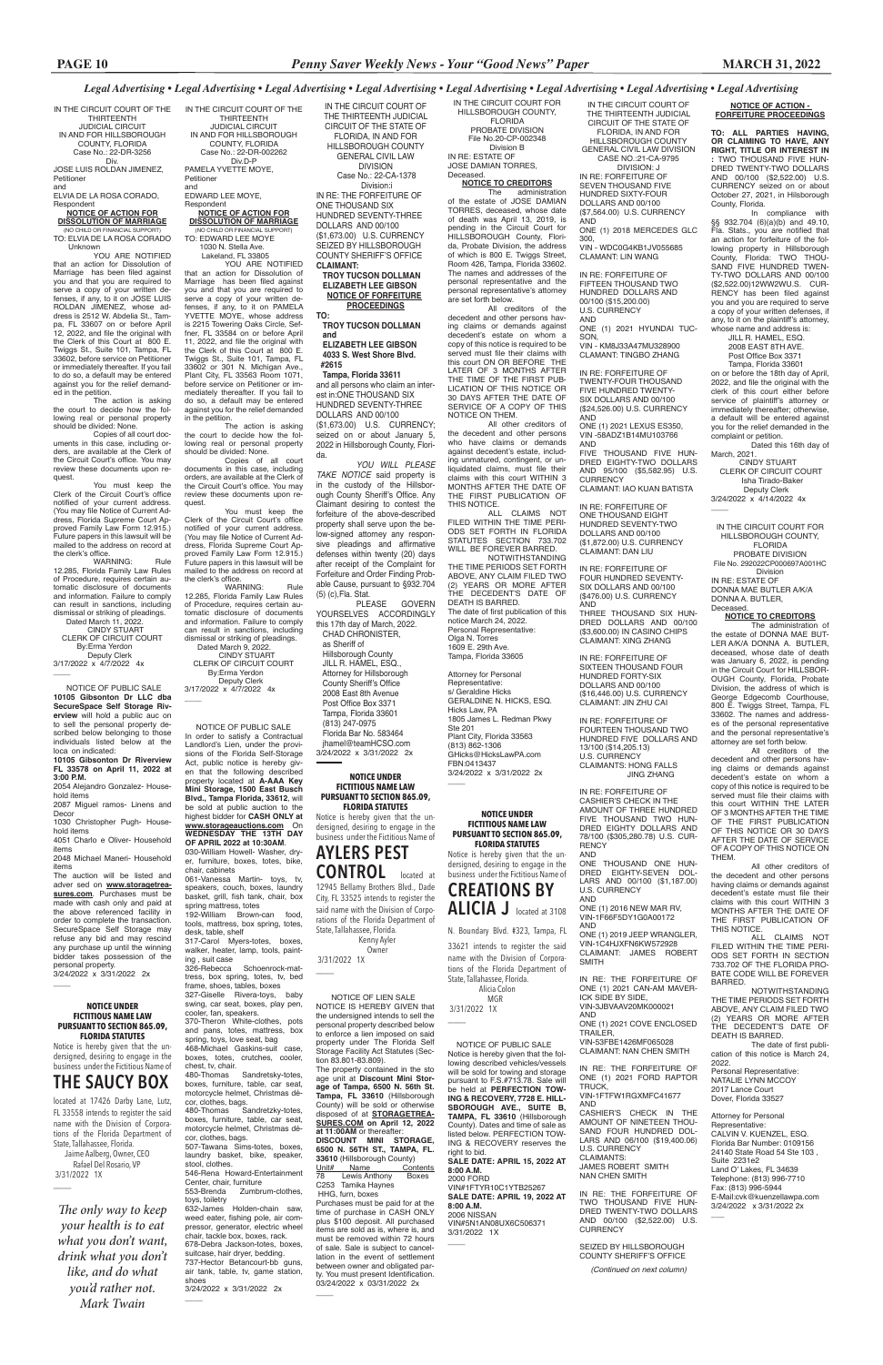*Legal Advertising • Legal Advertising • Legal Advertising • Legal Advertising • Legal Advertising • Legal Advertising • Legal Advertising • Legal Advertising*

IN THE CIRCUIT COURT OF THE THIRTEENTH JUDICIAL CIRCUIT IN AND FOR HILLSBOROUGH COUNTY, FLORIDA
Case No.: 22-DR-3256
Div.
JOSE LUIS ROLDAN JIMENEZ,
Petitioner
and
ELVIA DE LA ROSA CORADO,
Respondent

**NOTICE OF ACTION FOR DISSOLUTION OF MARRIAGE**
(NO CHILD OR FINANCIAL SUPPORT)

TO: ELVIA DE LA ROSA CORADO
Unknown

YOU ARE NOTIFIED that an action for Dissolution of Marriage has been filed against you and that you are required to serve a copy of your written defenses, if any, to it on JOSE LUIS ROLDAN JIMENEZ, whose address is 2512 W. Abdelia St., Tampa, FL 33607 on or before April 12, 2022, and file the original with the Clerk of this Court at 800 E. Twiggs St., Suite 101, Tampa, FL 33602, before service on Petitioner or immediately thereafter. If you fail to do so, a default may be entered against you for the relief demanded in the petition.

The action is asking the court to decide how the following real or personal property should be divided: None.

Copies of all court documents in this case, including orders, are available at the Clerk of the Circuit Court's office. You may review these documents upon request.

You must keep the Clerk of the Circuit Court's office notified of your current address. (You may file Notice of Current Address, Florida Supreme Court Approved Family Law Form 12.915.) Future papers in this lawsuit will be mailed to the address on record at the clerk's office.

WARNING: Rule 12.285, Florida Family Law Rules of Procedure, requires certain automatic disclosure of documents and information. Failure to comply can result in sanctions, including dismissal or striking of pleadings.

Dated March 11, 2022.
CINDY STUART
CLERK OF CIRCUIT COURT
By:Erma Yerdon
Deputy Clerk
3/17/2022 x 4/7/2022 4x

---

NOTICE OF PUBLIC SALE
**10105 Gibsonton Dr LLC dba SecureSpace Self Storage Riverview** will hold a public auc on to sell the personal property described below belonging to those individuals listed below at the loca on indicated:
**10105 Gibsonton Dr Riverview FL 33578 on April 11, 2022 at 3:00 P.M.**
2054 Alejandro Gonzalez- Household items
2087 Miguel ramos- Linens and Decor
1030 Christopher Pugh- Household items
4051 Charlo e Oliver- Household items
2048 Michael Maneri- Household items
The auction will be listed and adver sed on **www.storagetreasures.com**. Purchases must be made with cash only and paid at the above referenced facility in order to complete the transaction. SecureSpace Self Storage may refuse any bid and may rescind any purchase up until the winning bidder takes possession of the personal property.
3/24/2022 x 3/31/2022 2x

---

**NOTICE UNDER FICTITIOUS NAME LAW PURSUANT TO SECTION 865.09, FLORIDA STATUTES**

Notice is hereby given that the undersigned, desiring to engage in the business under the Fictitious Name of

## THE SAUCY BOX

located at 17426 Darby Lane, Lutz, FL 33558 intends to register the said name with the Division of Corporations of the Florida Department of State, Tallahassee, Florida.
Jaime Aalberg, Owner, CEO
Rafael Del Rosario, VP
3/31/2022 1X

---

*The only way to keep your health is to eat what you don't want, drink what you don't like, and do what you'd rather not. Mark Twain*

---

IN THE CIRCUIT COURT OF THE THIRTEENTH JUDICIAL CIRCUIT IN AND FOR HILLSBOROUGH COUNTY, FLORIDA
Case No.: 22-DR-002262
Div.D-P
PAMELA YVETTE MOYE,
Petitioner
and
EDWARD LEE MOYE,
Respondent

**NOTICE OF ACTION FOR DISSOLUTION OF MARRIAGE**
(NO CHILD OR FINANCIAL SUPPORT)

TO: EDWARD LEE MOYE
1030 N. Stella Ave.
Lakeland, FL 33805

YOU ARE NOTIFIED that an action for Dissolution of Marriage has been filed against you and that you are required to serve a copy of your written defenses, if any, to it on PAMELA YVETTE MOYE, whose address is 2215 Towering Oaks Circle, Seffner, FL 33584 on or before April 11, 2022, and file the original with the Clerk of this Court at 800 E. Twiggs St., Suite 101, Tampa, FL 33602 or 301 N. Michigan Ave., Plant City, FL 33563 Room 1071, before service on Petitioner or immediately thereafter. If you fail to do so, a default may be entered against you for the relief demanded in the petition.

The action is asking the court to decide how the following real or personal property should be divided: None.

Copies of all court documents in this case, including orders, are available at the Clerk of the Circuit Court's office. You may review these documents upon request.

You must keep the Clerk of the Circuit Court's office notified of your current address. (You may file Notice of Current Address, Florida Supreme Court Approved Family Law Form 12.915.) Future papers in this lawsuit will be mailed to the address on record at the clerk's office.

WARNING: Rule 12.285, Florida Family Law Rules of Procedure, requires certain automatic disclosure of documents and information. Failure to comply can result in sanctions, including dismissal or striking of pleadings.

Dated March 9, 2022.
CINDY STUART
CLERK OF CIRCUIT COURT
By:Erma Yerdon
Deputy Clerk
3/17/2022 x 4/7/2022 4x

---

NOTICE OF PUBLIC SALE
In order to satisfy a Contractual Landlord's Lien, under the provisions of the Florida Self-Storage Act, public notice is hereby given that the following described property located at **A-AAA Key Mini Storage, 1500 East Busch Blvd., Tampa Florida, 33612**, will be sold at public auction to the highest bidder for **CASH ONLY at www.storageauctions.com ON WEDNESDAY THE 13TH DAY OF APRIL 2022 at 10:30AM.**
030-William Howell- Washer, dryer, furniture, boxes, totes, bike, chair, cabinets
061-Vanessa Martin- toys, tv, speakers, couch, boxes, laundry basket, grill, fish tank, chair, box spring mattress, totes
192-William Brown-can food, tools, mattress, box spring, totes, desk, table, shelf
317-Carol Myers-totes, boxes, walker, heater, lamp, tools, painting , suit case
326-Rebecca Schoenrock-mattress, box spring, totes, tv, bed frame, shoes, tables, boxes
327-Giselle Rivera-toys, baby swing, car seat, boxes, play pen, cooler, fan, speakers
370-Theron White-clothes, pots and pans, totes, mattress, box spring, toys, love seat, bag
468-Michael Gaskins-suit case, boxes, totes, crutches, cooler, chest, tv, chair.
480-Thomas Sandretsky-totes, boxes, furniture, table, car seat, motorcycle helmet, Christmas décor, clothes, bags.
480-Thomas Sandretzky-totes, boxes, furniture, table, car seat, motorcycle helmet, Christmas décor, clothes, bags.
507-Tawana Sims-totes, boxes, laundry basket, bike, speaker, stool, clothes.
546-Rena Howard-Entertainment Center, chair, furniture
553-Brenda Zumbrum-clothes, toys, toiletry
632-James Holden-chain saw, weed eater, fishing pole, air compressor, generator, electric wheel chair, tackle box, boxes, rack.
678-Debra Jackson-totes, boxes, suitcase, hair dryer, bedding.
737-Hector Betancourt-bb guns, air tank, table, tv, game station, shoes
3/24/2022 x 3/31/2022 2x

---

IN THE CIRCUIT COURT OF THE THIRTEENTH JUDICIAL CIRCUIT OF THE STATE OF FLORIDA, IN AND FOR HILLSBOROUGH COUNTY GENERAL CIVIL LAW DIVISION
Case No.: 22-CA-1378
Division:I
IN RE: THE FORFEITURE OF ONE THOUSAND SIX HUNDRED SEVENTY-THREE DOLLARS AND 00/100 ($1,673.00) U.S. CURRENCY SEIZED BY HILLSBOROUGH COUNTY SHERIFF'S OFFICE
**CLAIMANT:**
**TROY TOCSON DOLLMAN**
**ELIZABETH LEE GIBSON**

**NOTICE OF FORFEITURE PROCEEDINGS**

**TO:**
**TROY TOCSON DOLLMAN and ELIZABETH LEE GIBSON**
**4033 S. West Shore Blvd. #2615**
**Tampa, Florida 33611**

and all persons who claim an interest in:ONE THOUSAND SIX HUNDRED SEVENTY-THREE DOLLARS AND 00/100 ($1,673.00) U.S. CURRENCY; seized on or about January 5, 2022 in Hillsborough County, Florida.

*YOU WILL PLEASE TAKE NOTICE* said property is in the custody of the Hillsborough County Sheriff's Office. Any Claimant desiring to contest the forfeiture of the above-described property shall serve upon the below-signed attorney any responsive pleadings and affirmative defenses within twenty (20) days after receipt of the Complaint for Forfeiture and Order Finding Probable Cause, pursuant to §932.704 (5) (c),Fla. Stat.

PLEASE GOVERN YOURSELVES ACCORDINGLY this 17th day of March, 2022.
CHAD CHRONISTER,
as Sheriff of
Hillsborough County
JILL R. HAMEL, ESQ.,
Attorney for Hillsborough County Sheriff's Office
2008 East 8th Avenue
Post Office Box 3371
Tampa, Florida 33601
(813) 247-0975
Florida Bar No. 583464
jhamel@teamHCSO.com
3/24/2022 x 3/31/2022 2x

---

**NOTICE UNDER FICTITIOUS NAME LAW PURSUANT TO SECTION 865.09, FLORIDA STATUTES**

Notice is hereby given that the undersigned, desiring to engage in the business under the Fictitious Name of

## AYLERS PEST CONTROL

located at 12945 Bellamy Brothers Blvd., Dade City, FL 33525 intends to register the said name with the Division of Corporations of the Florida Department of State, Tallahassee, Florida.
Kenny Ayler
Owner
3/31/2022 1X

---

NOTICE OF LIEN SALE
NOTICE IS HEREBY GIVEN that the undersigned intends to sell the personal property described below to enforce a lien imposed on said property under The Florida Self Storage Facility Act Statutes (Section 83.801-83.809).
The property contained in the storage unit at **Discount Mini Storage of Tampa, 6500 N. 56th St. Tampa, FL 33610** (Hillsborough County) will be sold or otherwise disposed of at **STORAGETREASURES.COM on April 12, 2022 at 11:00AM** or thereafter.
**DISCOUNT MINI STORAGE, 6500 N. 56TH ST., TAMPA, FL. 33610** (Hillsborough County)

| Unit# | Name | Contents |
|---|---|---|
| 78 | Lewis Anthony | Boxes |
| C253 | Tamika Haynes | |
| | HHG, furn, boxes | |

Purchases must be paid for at the time of purchase in CASH ONLY plus $100 deposit. All purchased items are sold as is, where is, and must be removed within 72 hours of sale. Sale is subject to cancellation in the event of settlement between owner and obligated party. You must present Identification.
03/24/2022 x 03/31/2022 2x

---

IN THE CIRCUIT COURT FOR HILLSBOROUGH COUNTY, FLORIDA
PROBATE DIVISION
File No.20-CP-002348
Division B
IN RE: ESTATE OF
JOSE DAMIAN TORRES,
Deceased.

**NOTICE TO CREDITORS**

The administration of the estate of JOSE DAMIAN TORRES, deceased, whose date of death was April 13, 2019, is pending in the Circuit Court for HILLSBOROUGH County, Florida, Probate Division, the address of which is 800 E. Twiggs Street, Room 426, Tampa, Florida 33602. The names and addresses of the personal representative and the personal representative's attorney are set forth below.

All creditors of the decedent and other persons having claims or demands against decedent's estate on whom a copy of this notice is required to be served must file their claims with this court ON OR BEFORE THE LATER OF 3 MONTHS AFTER THE TIME OF THE FIRST PUBLICATION OF THIS NOTICE OR 30 DAYS AFTER THE DATE OF SERVICE OF A COPY OF THIS NOTICE ON THEM.

All other creditors of the decedent and other persons who have claims or demands against decedent's estate, including unmatured, contingent, or unliquidated claims, must file their claims with this court WITHIN 3 MONTHS AFTER THE DATE OF THE FIRST PUBLICATION OF THIS NOTICE.

ALL CLAIMS NOT FILED WITHIN THE TIME PERIODS SET FORTH IN FLORIDA STATUTES SECTION 733.702 WILL BE FOREVER BARRED.

NOTWITHSTANDING THE TIME PERIODS SET FORTH ABOVE, ANY CLAIM FILED TWO (2) YEARS OR MORE AFTER THE DECEDENT'S DATE OF DEATH IS BARRED.

The date of first publication of this notice March 24, 2022.
Personal Representative:
Olga N. Torres
1609 E. 29th Ave.
Tampa, Florida 33605

Attorney for Personal Representative:
s/ Geraldine Hicks
GERALDINE N. HICKS, ESQ.
Hicks Law, PA
1805 James L. Redman Pkwy
Ste 201
Plant City, Florida 33563
(813) 862-1306
GHicks@HicksLawPA.com
FBN 0413437
3/24/2022 x 3/31/2022 2x

---

**NOTICE UNDER FICTITIOUS NAME LAW PURSUANT TO SECTION 865.09, FLORIDA STATUTES**

Notice is hereby given that the undersigned, desiring to engage in the business under the Fictitious Name of

## CREATIONS BY ALICIA J

located at 3108 N. Boundary Blvd. #323, Tampa, FL 33621 intends to register the said name with the Division of Corporations of the Florida Department of State, Tallahassee, Florida.
Alicia Colon
MGR
3/31/2022 1X

---

NOTICE OF PUBLIC SALE
Notice is hereby given that the following described vehicles/vessels will be sold for towing and storage pursuant to F.S.#713.78. Sale will be held at **PERFECTION TOWING & RECOVERY, 7728 E. HILLSBOROUGH AVE., SUITE B, TAMPA, FL 33610** (Hillsborough County). Dates and time of sale as listed below. PERFECTION TOWING & RECOVERY reserves the right to bid.
**SALE DATE: APRIL 15, 2022 AT 8:00 A.M.**
2000 FORD
VIN#1FTYR10C1YTB25267
**SALE DATE: APRIL 19, 2022 AT 8:00 A.M.**
2006 NISSAN
VIN#5N1AN08UX6C506371
3/31/2022 1X

---

IN THE CIRCUIT COURT OF THE THIRTEENTH JUDICIAL CIRCUIT OF THE STATE OF FLORIDA, IN AND FOR HILLSBOROUGH COUNTY GENERAL CIVIL LAW DIVISION
CASE NO.:21-CA-9795
DIVISION: J
IN RE: FORFEITURE OF SEVEN THOUSAND FIVE HUNDRED SIXTY-FOUR DOLLARS AND 00/100 ($7,564.00) U.S. CURRENCY
AND
ONE (1) 2018 MERCEDES GLC 300,
VIN - WDC0G4KB1JV055685
CLAMANT: LIN WANG

IN RE: FORFEITURE OF FIFTEEN THOUSAND TWO HUNDRED DOLLARS AND 00/100 ($15,200.00)
U.S. CURRENCY
AND
ONE (1) 2021 HYUNDAI TUCSON,
VIN - KM8J33A47MU328900
CLAIMANT: TINGBO ZHANG

IN RE: FORFEITURE OF TWENTY-FOUR THOUSAND FIVE HUNDRED TWENTY-SIX DOLLARS AND 00/100 ($24,526.00) U.S. CURRENCY
AND
ONE (1) 2021 LEXUS ES350,
VIN -58ADZ1B14MU103766
AND
FIVE THOUSAND FIVE HUNDRED EIGHTY-TWO DOLLARS AND 95/100 ($5,582.95) U.S. CURRENCY
CLAIMANT: IAO KUAN BATISTA

IN RE: FORFEITURE OF ONE THOUSAND EIGHT HUNDRED SEVENTY-TWO DOLLARS AND 00/100 ($1,872.00) U.S. CURRENCY
CLAIMANT: DAN LIU

IN RE: FORFEITURE OF FOUR HUNDRED SEVENTY-SIX DOLLARS AND 00/100 ($476.00) U.S. CURRENCY
AND
THREE THOUSAND SIX HUNDRED DOLLARS AND 00/100 ($3,600.00) IN CASINO CHIPS
CLAIMANT: XING ZHANG

IN RE: FORFEITURE OF SIXTEEN THOUSAND FOUR HUNDRED FORTY-SIX DOLLARS AND 00/100 ($16,446.00) U.S. CURRENCY
CLAIMANT: JIN ZHU CAI

IN RE: FORFEITURE OF FOURTEEN THOUSAND TWO HUNDRED FIVE DOLLARS AND 13/100 ($14,205.13)
U.S. CURRENCY
CLAIMANTS: HONG FALLS
JING ZHANG

IN RE: FORFEITURE OF CASHIER'S CHECK IN THE AMOUNT OF THREE HUNDRED FIVE THOUSAND TWO HUNDRED EIGHTY DOLLARS AND 78/100 ($305,280.78) U.S. CURRENCY
AND
ONE THOUSAND ONE HUNDRED EIGHTY-SEVEN DOLLARS AND 00/100 ($1,187.00) U.S. CURRENCY
AND
ONE (1) 2016 NEW MAR RV,
VIN-1F66F5DY1G0A00172
AND
ONE (1) 2019 JEEP WRANGLER,
VIN-1C4HJXFN6KW572928
CLAIMANT: JAMES ROBERT SMITH

IN RE: THE FORFEITURE OF ONE (1) 2021 CAN-AM MAVERICK SIDE BY SIDE,
VIN-3JBVAAV20MK000021
AND
ONE (1) 2021 COVE ENCLOSED TRAILER,
VIN-53FBE1426MF065028
CLAIMANT: NAN CHEN SMITH

IN RE: THE FORFEITURE OF ONE (1) 2021 FORD RAPTOR TRUCK,
VIN-1FTFW1RGXMFC41677
AND
CASHIER'S CHECK IN THE AMOUNT OF NINETEEN THOUSAND FOUR HUNDRED DOLLARS AND 06/100 ($19,400.06)
U.S. CURRENCY
CLAIMANTS:
JAMES ROBERT SMITH
NAN CHEN SMITH

IN RE: THE FORFEITURE OF TWO THOUSAND FIVE HUNDRED TWENTY-TWO DOLLARS AND 00/100 ($2,522.00) U.S. CURRENCY

SEIZED BY HILLSBOROUGH COUNTY SHERIFF'S OFFICE

*(Continued on next column)*

---

**NOTICE OF ACTION - FORFEITURE PROCEEDINGS**

**TO: ALL PARTIES HAVING, OR CLAIMING TO HAVE, ANY RIGHT, TITLE OR INTEREST IN :** TWO THOUSAND FIVE HUNDRED TWENTY-TWO DOLLARS AND 00/100 ($2,522.00) U.S. CURRENCY seized on or about October 27, 2021, in Hilsborough County, Florida.

In compliance with §§ 932.704 (6)(a)(b) and 49.10, Fla. Stats., you are notified that an action for forfeiture of the following property in Hillsborough County, Florida: TWO THOUSAND FIVE HUNDRED TWENTY-TWO DOLLARS AND 00/100 ($2,522.00)12WW2WU.S. CURRENCY has been filed against you and you are required to serve a copy of your written defenses, if any, to it on the plaintiff's attorney, whose name and address is:
JILL R. HAMEL, ESQ.
2008 EAST 8TH AVE.
Post Office Box 3371
Tampa, Florida 33601
on or before the 18th day of April, 2022, and file the original with the clerk of this court either before service of plaintiff's attorney or immediately thereafter; otherwise, a default will be entered against you for the relief demanded in the complaint or petition.

Dated this 16th day of March, 2021.
CINDY STUART
CLERK OF CIRCUIT COURT
Isha Tirado-Baker
Deputy Clerk
3/24/2022 x 4/14/2022 4x

---

IN THE CIRCUIT COURT FOR HILLSBOROUGH COUNTY, FLORIDA
PROBATE DIVISION
File No. 292022CP000697A001HC
Division
IN RE: ESTATE OF
DONNA MAE BUTLER A/K/A DONNA A. BUTLER,
Deceased.

**NOTICE TO CREDITORS**

The administration of the estate of DONNA MAE BUTLER A/K/A DONNA A. BUTLER, deceased, whose date of death was January 6, 2022, is pending in the Circuit Court for HILLSBOROUGH County, Florida, Probate Division, the address of which is George Edgecomb Courthouse, 800 E. Twiggs Street, Tampa, FL 33602. The names and addresses of the personal representative and the personal representative's attorney are set forth below.

All creditors of the decedent and other persons having claims or demands against decedent's estate on whom a copy of this notice is required to be served must file their claims with this court WITHIN THE LATER OF 3 MONTHS AFTER THE TIME OF THE FIRST PUBLICATION OF THIS NOTICE OR 30 DAYS AFTER THE DATE OF SERVICE OF A COPY OF THIS NOTICE ON THEM.

All other creditors of the decedent and other persons having claims or demands against decedent's estate must file their claims with this court WITHIN 3 MONTHS AFTER THE DATE OF THE FIRST PUBLICATION OF THIS NOTICE.

ALL CLAIMS NOT FILED WITHIN THE TIME PERIODS SET FORTH IN SECTION 733.702 OF THE FLORIDA PROBATE CODE WILL BE FOREVER BARRED.

NOTWITHSTANDING THE TIME PERIODS SET FORTH ABOVE, ANY CLAIM FILED TWO (2) YEARS OR MORE AFTER THE DECEDENT'S DATE OF DEATH IS BARRED.

The date of first publication of this notice is March 24, 2022.
Personal Representative:
NATALIE LYNN MCCOY
2017 Lance Court
Dover, Florida 33527

Attorney for Personal Representative:
CALVIN V. KUENZEL, ESQ.
Florida Bar Number: 0109156
24140 State Road 54 Ste 103 ,
Suite 2231e2
Land O' Lakes, FL 34639
Telephone: (813) 996-7710
Fax: (813) 996-5944
E-Mail:cvk@kuenzellawpa.com
3/24/2022 x 3/31/2022 2x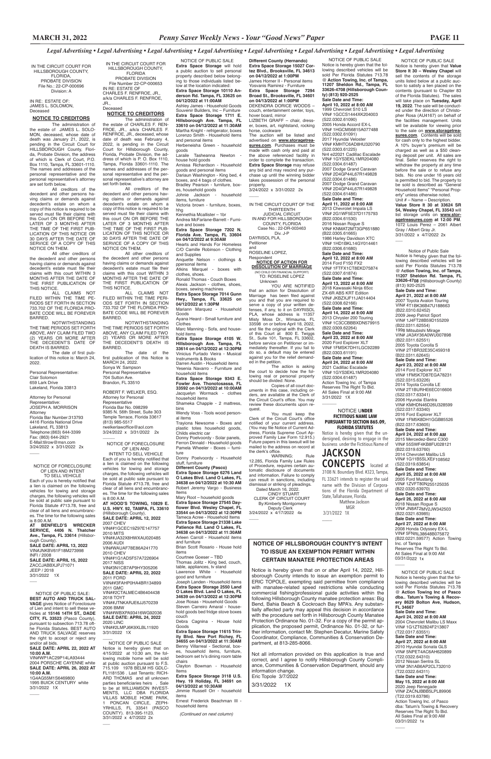*Legal Advertising • Legal Advertising • Legal Advertising • Legal Advertising • Legal Advertising • Legal Advertising • Legal Advertising • Legal Advertising*

IN THE CIRCUIT COURT FOR HILLSBOROUGH COUNTY, FLORIDA, PROBATE DIVISION
File No.: 22-CP-000696
Division: A

IN RE: ESTATE OF:
JAMES L. SOLOMON,
Deceased

## NOTICE TO CREDITORS

The administration of the estate of JAMES L. SOLOMON, deceased, whose date of death was January 21, 2022, is pending in the Circuit Court for HILLSBOROUGH COUNTY, Florida, Probate Division, the address of which is Clerk of Court, P.O. Box 1110, Tampa, FL 33601-1110. The names and addresses of the personal representative and the personal representative's attorney are set forth below.

All creditors of the decedent and other persons having claims or demands against decedent's estate on whom a copy of this notice is required to be served must file their claims with this court ON OR BEFORE THE LATER OF 3 MONTHS AFTER THE TIME OF THE FIRST PUBLICATION OF THIS NOTICE OR 30 DAYS AFTER THE DATE OF SERVICE OF A COPY OF THIS NOTICE ON THEM.

All other creditors of the decedent and other persons having claims or demands against decedent's estate must file their claims with this court WITHIN 3 MONTHS AFTER THE DATE OF THE FIRST PUBLICATION OF THIS NOTICE.

ALL CLAIMS NOT FILED WITHIN THE TIME PERIODS SET FORTH IN SECTION 733.702 OF THE FLORIDA PROBATE CODE WILL BE FOREVER BARRED.

NOTWITHSTANDING THE TIME PERIODS SET FORTH ABOVE, ANY CLAIM FILED TWO (2) YEARS OR MORE AFTER THE DECEDENT'S DATE OF DEATH IS BARRED.

The date of first publication of this notice is: March 24, 2022.

Personal Representative:
Clair Solomon
659 Lark Drive
Lakeland, Florida 33813

Attorney for Personal Representative:
JOSEPH A. MORRISON
Attorney
Florida Bar Number:313793
4416 Florida National Drive
Lakeland, FL 33813
Telephone:(863) 644-3399
Fax: (863) 644-2921
E-Mail:tilrow@msn.com
3/24/2022 x 3/31/2022 2x

---

NOTICE OF FORECLOSURE OF LIEN AND INTENT TO SELL VEHICLE

Each of you is hereby notified that a lien is claimed on the following vehicles for towing and storage charges, the following vehicles will be sold at public sale pursuant to Florida Statute #713.78, free and clear of all liens and encumbrances. The time for the following sales is 8:00 A.M.

**AT BENFIELD'S WRECKER SERVICE, 4406 N. Thatcher Ave., Tampa, FL 33614** (Hillsborough County).
**SALE DATE: APRIL 13, 2022**
VIN#JNKBV61F18M273998
INFI / 2008
**SALE DATE: APRIL 15, 2022**
ZACCJABBXJPJ71071
JEEP / 2018
3/31/2022 1X

---

NOTICE OF PUBLIC SALE:
**BEST AUTO AND TRUCK SALVAGE** gives Notice of Foreclosure of Lien and intent to sell these vehicles at **15146 14TH ST., DADE CITY, FL 33523** (Pasco County), pursuant to subsection 713.78 of the Florida Statutes. BEST AUTO AND TRUCK SALVAGE reserves the right to accept or reject any and/or all bids.
**SALE DATE: APRIL 22, 2022 AT 10:00 A.M.**
VIN#WP1AC29P14LA93444
2004 PORSCHE CAYENNE white
**SALE DATE: APRIL 26, 2022 AT 10:00 A.M.**
1G4AG55M1S6469800
1995 BUICK CENTURY white
3/31/2022 1X

---

IN THE CIRCUIT COURT FOR HILLSBOROUGH COUNTY, FLORIDA
PROBATE DIVISION
File Number 22-CP-000653
IN RE: ESTATE OF
CHARLES F. RENFROE, JR., a/k/a CHARLES F. RENFROE, JR.,
Deceased

## NOTICE TO CREDITORS

The administration of the estate of CHARLES F. RENFROE, JR., a/k/a CHARLES F. RENFROE, JR., deceased, whose date of death was February 4, 2022, is pending in the Circuit Court for Hillsborough County, Florida, Probate Division, the address of which is P. O. Box 1110, Tampa, Florida 33601-1110. The names and addresses of the personal representative and the personal representative's attorney are set forth below.

All creditors of the decedent and other persons having claims or demands against decedent's estate on whom a copy of this notice is required to be served must file their claims with this court ON OR BEFORE THE LATER OF 3 MONTHS AFTER THE TIME OF THE FIRST PUBLICATION OF THIS NOTICE OR 30 DAYS AFTER THE DATE OF SERVICE OF A COPY OF THIS NOTICE ON THEM.

All other creditors of the decedent and other persons having claims or demands against decedent's estate must file their claims with this court WITHIN 3 MONTHS AFTER THE DATE OF THE FIRST PUBLICATION OF THIS NOTICE.

ALL CLAIMS NOT FILED WITHIN THE TIME PERIODS SET FORTH IN SECTION 733.702 OF THE FLORIDA PROBATE CODE WILL BE FOREVER BARRED.

NOTWITHSTANDING THE TIME PERIODS SET FORTH ABOVE, ANY CLAIM FILED TWO (2) YEARS OR MORE AFTER THE DECEDENT'S DATE OF DEATH IS BARRED.

The date of the first publication of this Notice is MARCH 24, 2022.

Sonya W. Sampson
Personal Representative
704 Sutton Ave.
Brandon, FL 33510

ROBERT F. WELKER, ESQ.
Attorney for Personal Representative
Florida Bar No. 098299
9385 N. 56th Street, Suite 303
Temple Terrace, Florida 33617
(813) 985-5517
rwelkerlawoffice@aol.com
3/24/2022 x 3/31/2022 2x

---

NOTICE OF FORECLOSURE OF LIEN AND INTENT TO SELL VEHICLE

Each of you is hereby notified that a lien is claimed on the following vehicles for towing and storage charges, the following vehicles will be sold at public sale pursuant to Florida Statute #713.78, free and clear of all liens and encumbrances. The time for the following sales is 8:00 A.M.

**AT HOOD'S TOWING, 10829 E. U.S. HWY. 92, TAMPA, FL 33610** (Hillsborough County).
**SALE DATE: APRIL 12, 2022**
2007 CHEV
VIN#1GCEC19Z97E147757
2010 MITS
VIN#JA32X8HWXAU020485
2006 AUDI
VIN#WAUAF78E86A241770
2010 CHEV
VIN#1G1AD5F57A7226904
2017 NISS
VIN#3N1CB7AP9HY305206
**SALE DATE: APRIL 22, 2022**
2011 FORD
VIN#3FAHP0HA4BR134899
2011 GMC
VIN#2CTALMEC4B6404438
2018 TOYT
VIN#JTNKARJE6JJ570239
2006 BMW
VIN#WBXPA93416WG92036
**SALE DATE: APRIL 24, 2022**
2020 LINC
VIN#2LMPJ6K9XLBL11920
3/31/2022 1X

---

NOTICE OF PUBLIC SALE

Notice is hereby given that on 4/15/2022 at 10:30 am, the following mobile home will be sold at public auction pursuant to F.S. 715.109 1978 BELM HS GDLCFL1181536 . Last Tenants: RICHARD THOMAS and all unknown parties beneficiaries heirs . Sale to be at WILLIAMSON INVESTMENTS, LLC DBA FLORIDA VILLAS MOBILE HOME PARK, 1 PONCAN CIRCLE, ZEPHYRHILLS, FL 33541 (PASCO COUNTY). 813-395-1123.
3/31/2022 x 4/7/2022 2x

---

NOTICE OF PUBLIC SALE

**Extra Space Storage** will hold a public auction to sell personal property described below belonging to those individuals listed below at the location indicated:

**Extra Space Storage 10110 Anderson Rd. Tampa, FL 33625 on 04/12/2022 at 11:00AM**
Ashley James - Household Goods Souvenir Builders, Inc – Furniture

**Extra Space Storage 1711 E. Hillsborough Ave. Tampa, FL 33610 on 04/12/2022 at 11:30AM**
Martha Knight - refrigerator, boxes
Lorenzo Smith - Household items and personal items
Herbeneisha Green - household goods
Arnissa Richardson - Household goods and personal items
Dariaun Washington - King bed, 4 boxes, and 4 bags of clothes.
Bradley Pearson - furniture, boxes, household goods
Johnie Jackson - household items, furniture
Victoria brown - furniture, boxes, hhg
Kennethia Mcallister – 1br
Andrea McFarlane-Barrett - Furniture and boxes

**Extra Space Storage 7202 N. Florida Ave. Tampa, FL 33604 on 04/12/2022 at 9:30AM**
Hearts and Hands For Homeless C/O Camille Robinson - Clothing and Supplies
Anquette Nelson - clothings & ppersonal items
Atkins Marquel - boxes with clothes, shoes.
Ronald Thomas - Couch Boxes
Alexis Jackson - clothes, shoes, boxes, sewing machines

**Extra Space Storage 7014 Gunn Hwy., Tampa, FL 33625 on 04/12/2022 at 1:30PM**
Mariann Marquez - Household Goods
Ayana Heard - Small furniture and Clothes
Marc Manning - Sofa, and household items

**Extra Space Storage 4105 W. Hillsborough Ave. Tampa, FL 33614 on 04/12/2022 at 12:30PM**
Vinicius Furtado Vieira - Musical Instruments & Books
Darren Austin - Household items
Yesenia Navarro - Furniture and household items

**Extra Space Storage 9343 E. Fowler Ave. Thonotosassa, FL 33592 on 04/13/2022 at 10:00AM**
Jacquelyn Wormack - clothes household items
Shameka Chapple - 2 mattress, bins
Wendy Voss - Tools wood personal items
Trayiona Newsome - Boxes and plastic totes household goods, Childs electric car
Donny Poelvoordy - Solar panels,
Ferron Dinnald - Household goods
Pamela Wheeler - Boxes – furniture
Donny Poelvoordy - Household stuff, furniture

**Different County (Pasco)**

**Extra Space Storage 6276 Land O Lakes Blvd. Land O Lakes, FL 34638 on 04/12/2022 at 10:30 AM**
Robert Jeremy Vargo - Business Items
Mary Root – household goods

**Extra Space Storage 27545 Dayflower Blvd. Wesley Chapel, FL 33544 on 04/13/2022 at 12:30PM**
Tameca Acree - Household Items

**Extra Space Storage 21338 Lake Patience Rd. Land O Lakes, FL 34638 on 04/13/2022 at 11:30AM**
Arleen Carroll - Household items and furniture
Brian Scott Rosario - House hold items
Courtnee Goeser – TBD
Thomas Jolitz - King bed, couch, table, appliances, tv stand
Lawrence White - Household good and furniture
Joseph Landen - Household items

**Extra Space Storage 2550 Land O Lakes Blvd. Land O Lakes, FL 34639 on 04/13/2022 at 12:30PM**
Jose Rosas - Household Goods
Steven Carreiro Amaral - household goods bed fridge stove boxes couch
Debra Cagnina - House hold Goods

**Extra Space Storage 11615 Trinity Blvd. New Port Richey, FL 34655 on 04/13/2022 at 11:30AM**
Benny Villarreal - Sectional, boxes, household items, furniture, bedroom set tv's dining room table chairs
Clayton Bowman - Household Items

**Extra Space Storage 3118 U.S. Hwy. 19 Holiday, FL 34691 on 04/13/2022 at 10:30AM**
Jimmie Russell Orr - household items
Ernest Frederick Beachman III - household items

*(Continued on next column)*

**Different County (Hernando)**

**Extra Space Storage 15027 Cortez Blvd., Brooksville, FL 34613 on 04/12/2022 at 1:00PM**
James Horner II - Personal items
Yosvanis Ramirez - Furniture

**Extra Space Storage 7294 Broad St., Brooksville, FL 34601 on 04/13/2022 at 1:00PM**
DEKENDRA DORICE WOODS – couch, entertainment center, toys, hover board, mirror
LIZBETH GRAFF – chair, dresser, boxes, art, nightstand, rocking horse, cookware

The auction will be listed and advertised on **www.storagetreasures.com**. Purchases must be made with cash only and paid at the above referenced facility in order to complete the transaction. **Extra Space Storage** may refuse any bid and may rescind any purchase up until the winning bidder takes possession of the personal property.
3/24/2022 x 3/31/2022 2x

---

IN THE CIRCUIT COURT OF THE THIRTEENTH JUDICIAL CIRCUIT IN AND FOR HILLSBOROUGH COUNTY, FLORIDA
Case No.: 22-DR-003463
Div. J-P
DAYRISOL PLA,
Petitioner
and
ROSELINE LOPEZ,
Respondent

## NOTICE OF ACTION FOR DISSOLUTION OF MARRIAGE
(NO CHILD OR FINANCIAL SUPPORT)

TO: ROSELINE LOPEZ
Unknown

YOU ARE NOTIFIED that an action for Dissolution of Marriage has been filed against you and that you are required to serve a copy of your written defenses, if any, to it on DAYRISOL PLA, whose address is 11357 Misty Moss Dr., Wimauma, FL 33598 on or before April 18, 2022, and file the original with the Clerk of this Court at 800 E. Twiggs St., Suite 101, Tampa, FL 33602, before service on Petitioner or immediately thereafter. If you fail to do so, a default may be entered against you for the relief demanded in the petition.

The action is asking the court to decide how the following real or personal property should be divided: None.

Copies of all court documents in this case, including orders, are available at the Clerk of the Circuit Court's office. You may review these documents upon request.

You must keep the Clerk of the Circuit Court's office notified of your current address. (You may file Notice of Current Address, Florida Supreme Court Approved Family Law Form 12.915.) Future papers in this lawsuit will be mailed to the address on record at the clerk's office.

WARNING: Rule 12.285, Florida Family Law Rules of Procedure, requires certain automatic disclosure of documents and information. Failure to comply can result in sanctions, including dismissal or striking of pleadings.

Dated March 16, 2022.
CINDY STUART
CLERK OF CIRCUIT COURT
By:Kimberly Montgomery
Deputy Clerk
3/24/2022 x 4/17/2022 4x

---

NOTICE OF PUBLIC SALE

Notice is hereby given that the following described vehicles will be sold Per Florida Statutes 713.78 @ **Action Towing, Inc. of Tampa, 11207 Sheldon Rd., Tampa, FL 33626-4708 (Hillsborough County) (813) 920-2525**

**Sale Date and Time: April 10, 2022 at 8:00 AM**
1999 Chevrolet S10 LS
VIN# 1GCCS1444XK204003 (S22.0302.61090)
2005 Honda Accord EX-L
VIN# 1HGCM56815A077488 (S22.0302.61091)
2017 Hyundai Veloster
VIN# KMHTC6AD8HU320790 (S22.0303.61225)
Nr4 e22021 Cadillac Escalade
VIN# 1GYS3EKL1MR204080 (S22.0304.61487)
2007 Dodge Grand Caravan
VIN# 2D4GP44L67R149828 (S22.0304.61486)
2007 Dodge Grand Caravan
VIN# 2D4GP44L67R149828 (S22.0304.61486)

**Sale Date and Time: April 11, 2022 at 8:00 AM**
2013 Chevrolet Impala LS
VIN# 2G1WF5E37D1175793 (B22.0304.61530)
2016 Nissan Rogue S
VIN# KNMAT2MT3GP651880 (B22.0305.61665)
1986 Harley Davidson XTC
VIN# 1HD1BKL14GY014461 (B22.0306.61680)

**Sale Date and Time: April 12, 2022 at 8:00 AM**
2014 Ford F150 FX2
VIN# 1FTFX1CT8EKD75874 (S22.0307.61874)

**Sale Date and Time: April 13, 2022 at 8:00 AM**
2018 Kawasaki Ninja 65cc ZX-6R ABS KRT Edition
VIN# JKBZXJF11JA014404 (S22.0308.62166)

**Sale Date and Time: April 14, 2022 at 8:00 AM**
2013 Chrysler 200 Touring
VIN# 1C3CCBBBXDN579915 (B22.0309.62264)

**Sale Date and Time: April 23, 2022 at 8:00 AM**
2020 Ford Explorer XLT
VIN# 1FMSK7DH1LGC92289 (B22.0303.61191)

**Sale Date and Time: April 24, 2022 at 8:00 AM**
2021 Cadillac Escalade
VIN# 1GYS3EKL1MR204080 (S22.0304.61487)

Action Towing Inc. of Tampa Reserves The Right To Bid. All Sales Final at 9:00 AM
3/31/2022 1X

---

## NOTICE UNDER FICTITIOUS NAME LAW PURSUANT TO SECTION 865.09, FLORIDA STATUTES

Notice is hereby given that the undersigned, desiring to engage in the business under the Fictitious Name of **JACKSON CONCEPTS** located at 3108 N. Boundary Blvd. #323, Tampa, FL 33621 intends to register the said name with the Division of Corporations of the Florida Department of State, Tallahassee, Florida.

Matthew Jackson
MGR
3/31/2022 1X

---

NOTICE OF PUBLIC SALE

Notice is hereby given that **Value Store It 30 – Wesley Chapel** will sell the contents of the storage units listed below at a public auction to satisfy a lien placed on the contents (pursuant to Chapter 83 of the Florida Statutes). The sales will take place on **Tuesday, April 19, 2022**. The sale will be conducted under the direction of Christopher Rosa (AU4167) on behalf of the facilities management. Units will be available for viewing prior to the sale on **www.storagetreasures.com**. Contents will be sold for cash only to the highest bidder. A 10% buyer's premium will be charged as well as a $50 cleaning deposit per unit. All sales are final. Seller reserves the right to withdraw the property at any time before the sale or to refuse any bids. No one under 16 years old is permitted to bid. The property to be sold is described as "General Household Items" "Personal Property" unless otherwise noted.

Unit # – Name – Description.

**Value Store It 30 at 33624 SR 54, Wesley Chapel, FL 33543** will list storage units on **www.storagetreasures.com** at **12:00 PM**.
1072 Louis Perez – 2061 Albert Gray / Albert Gray Jr.
3/31/2022 x 4/7/2022 2x

---

Notice of Public Sale

Notice is hereby given that the following described vehicles will be sold Per Florida Statutes 713.78 @ **Action Towing, Inc. of Tampa, 11207 Sheldon Rd. Tampa, FL 33626-4708** (Hillsborough County) (813) 920-2525

**Sale Date and Time: April 21, 2022 at 8:00 AM**
2007 Toyota Avalon Touring
VIN# 4T1BK36B47U188663 (B22.0310.62452)
2009 Jeep Patriot Sport
VIN# 1J4FT28B59D155209 (B22.0311.62554)
1998 Mitsubishi Mirage
VIN# JA3AY36A0WU007898 (B22.0311.62551)
2005 Toyota Corolla S
VIN# 2T1BR32E35C459318 (B22.0311.62645)

**Sale Date and Time: April 23, 2022 at 8:00 AM**
2014 Ford Explorer XLT
VIN# 1FM5K7D87EGA78231 (S22.0315.63226)
2014 Toyota Corolla LE
VIN# 2T1BURHE6EC016606 (S22.0317.63341)
2006 Hyundai Elantra
VIN# KMHDN46D26U328599 (S22.0317.63340)
2016 Ford Explorer XLT
VIN# 1FM5K8DH1GGB85526 (B22.0317.63605)

**Sale Date and Time: April 24, 2022 at 8:00 AM**
2015 Mercedez-Benz C300
VIN# 55SWF4KB8FU028121 (B22.0319.63760)
2014 Chevrolet Malibu LS
VIN# 1G11B5SLXEF108562 (S22.0319.63854)

**Sale Date and Time: April 25, 2022 at 8:00 AM**
2005 Ford Mustang
VIN# 1ZVFT80N255125035 (B22.0320.63970)

**Sale Date and Time: April 26, 2022 at 8:00 AM**
2018 Nissan Rogue S
VIN# JN8AT2MV2JW342503 (B22.0321.63985)

**Sale Date and Time: April 27, 2022 at 8:00 AM**
2008 Honda Odyssey EX-L
VIN# 5FNRL38648B075872 (B22.0221.59577)

Action Towing Inc. of Tampa Reserves The Right To Bid. All Sales Final at 9:00 AM
03/31/2022 1x

---

NOTICE OF PUBLIC SALE

Notice is hereby given that the following described vehicles will be sold Per Florida Statutes 713.78 @ **Action Towing Inc. of Pasco dba.. Tatum's Towing & Recovery 8629 Bolton Ave, Hudson, FL 34667**

**Sale Date and Time: April 24, 2022 at 8:00 AM**
2004 Chevrolet Malibu LS Maxx
VIN# 1G1ZT62824F213807 (T22.0317.63551)

**Sale Date and Time: April 27, 2022 at 8:00 AM**
2010 Hyundai Sonata GLS
VIN# 5NPET4AC6AH620899 (T22.0322.64310)
2012 Nissan Sentra SL
VIN# 3N1AB6AP2CL732010 (T22.0322.64311)

**Sale Date and Time: May 15, 2022 at 8:00 AM**
2020 Jeep Renegade
VIN# ZACNJBBB5LPL89906 (T22.0319.63786)

Action Towing Inc. of Pasco dba: Tatum's Towing & Recovery Reserves The Right To Bid. All Sales Final at 9:00 AM
03/31/2022 1x

---

## NOTICE OF HILLSBOROUGH COUNTY'S INTENT TO ISSUE AN EXEMPTION PERMIT WITHIN CERTAIN MANATEE PROTECTION AREAS

Notice is hereby given that on or after April 14, 2022, Hillsborough County intends to issue an exemption permit to ERIC TOPOLE, exempting said permittee from compliance with manatee-related speed restrictions while conducting commercial fishing/professional guide activities within the following Hillsborough County manatee protection areas: Big Bend, Bahia Beach & Cockroach Bay MPA's. Any substantially affected party may appeal this decision in accordance with the procedure set forth in Hillsborough County Manatee Protection Ordinance No. 01-32. For a copy of the permit application, the proposed permit, Ordinance No. 01-32, or further information, contact Mr. Stephen Decatur, Marine Safety Coordinator, Compliance, Communities & Conservation Department, at 813-285-8066.

Not all information provided on this application is true and correct, and I agree to notify Hillsborough County Compliance, Communities & Conservation Department, should any information change.

Eric Topole 3/7/2022

3/31/2022 1X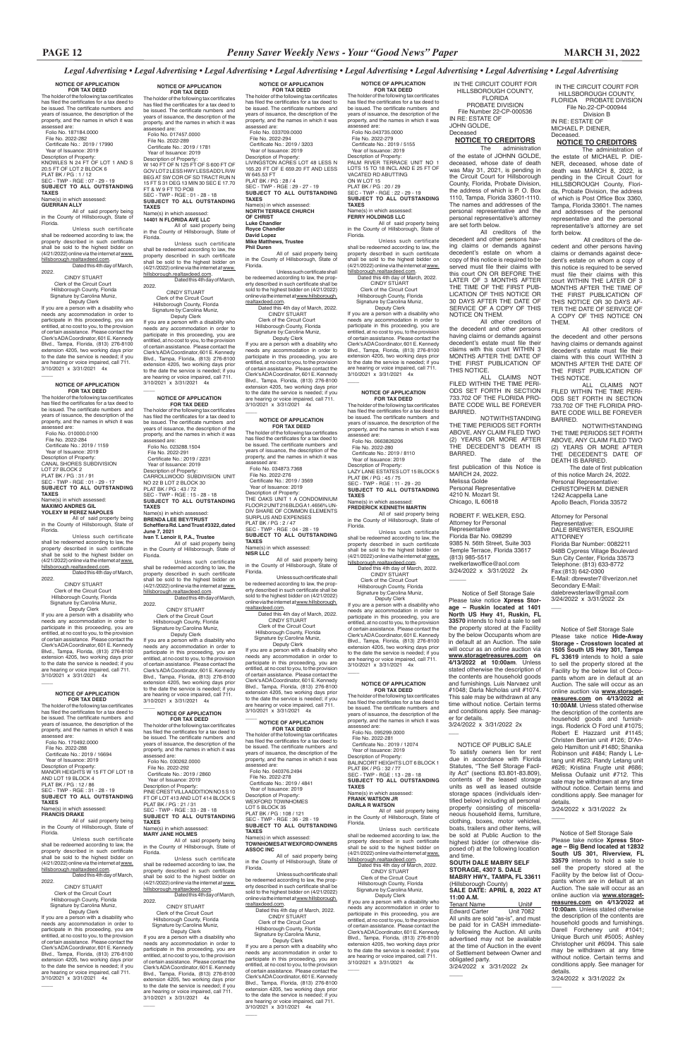## Legal Advertising • Legal Advertising • Legal Advertising • Legal Advertising • Legal Advertising • Legal Advertising • Legal Advertising

**NOTICE OF APPLICATION FOR TAX DEED**

The holder of the following tax certificates has filed the certificates for a tax deed to be issued. The certificate numbers and years of issuance, the description of the property, and the names in which it was assessed are:

Folio No. 187184.0000
File No. 2022-282
Certificate No.: 2019 / 17990
Year of Issuance: 2019
Description of Property:
KNOWLES N 24 FT OF LOT 1 AND S 20.5 FT OF LOT 2 BLOCK 6
PLAT BK / PG : 1 / 12
SEC - TWP - RGE : 07 - 29 - 19
**SUBJECT TO ALL OUTSTANDING TAXES**
Name(s) in which assessed:
**GUERRAN ALLY**

All of said property being in the County of Hillsborough, State of Florida.

Unless such certificate shall be redeemed according to law, the property described in such certificate shall be sold to the highest bidder on (4/21/2022) online via the internet at www.hillsborough.realtaxdeed.com.

Dated this 4th day of March, 2022.

CINDY STUART
Clerk of the Circuit Court
Hillsborough County, Florida
Signature by:Carolina Muniz,
Deputy Clerk

If you are a person with a disability who needs any accommodation in order to participate in this proceeding, you are entitled, at no cost to you, to the provision of certain assistance. Please contact the Clerk's ADA Coordinator, 601 E. Kennedy Blvd., Tampa, Florida, (813) 276-8100 extension 4205, two working days prior to the date the service is needed; if you are hearing or voice impaired, call 711.
3/10/2021 x 3/31/2021 4x

**NOTICE OF APPLICATION FOR TAX DEED**

The holder of the following tax certificates has filed the certificates for a tax deed to be issued. The certificate numbers and years of issuance, the description of the property, and the names in which it was assessed are:

Folio No. 010000.0100
File No. 2022-284
Certificate No.: 2019 / 1159
Year of Issuance: 2019
Description of Property:
CANAL SHORES SUBDIVISION LOT 27 BLOCK 2
PLAT BK / PG : 31 / 91
SEC - TWP - RGE : 01 - 29 - 17
**SUBJECT TO ALL OUTSTANDING TAXES**
Name(s) in which assessed:
**MAXIMO ANDRES GIL**
**YOLEXY M PEREZ NAPOLES**

All of said property being in the County of Hillsborough, State of Florida.

Unless such certificate shall be redeemed according to law, the property described in such certificate shall be sold to the highest bidder on (4/21/2022) online via the internet at www.hillsborough.realtaxdeed.com.

Dated this 4th day of March, 2022.

CINDY STUART
Clerk of the Circuit Court
Hillsborough County, Florida
Signature by:Carolina Muniz,
Deputy Clerk

If you are a person with a disability who needs any accommodation in order to participate in this proceeding, you are entitled, at no cost to you, to the provision of certain assistance. Please contact the Clerk's ADA Coordinator, 601 E. Kennedy Blvd., Tampa, Florida, (813) 276-8100 extension 4205, two working days prior to the date the service is needed; if you are hearing or voice impaired, call 711.
3/10/2021 x 3/31/2021 4x

**NOTICE OF APPLICATION FOR TAX DEED**

The holder of the following tax certificates has filed the certificates for a tax deed to be issued. The certificate numbers and years of issuance, the description of the property, and the names in which it was assessed are:

Folio No. 170492.0000
File No. 2022-288
Certificate No.: 2019 / 16694
Year of Issuance: 2019
Description of Property:
MANOR HEIGHTS W 15 FT OF LOT 18 AND LOT 19 BLOCK 4
PLAT BK / PG : 12 / 86
SEC - TWP - RGE : 31 - 28 - 19
**SUBJECT TO ALL OUTSTANDING TAXES**
Name(s) in which assessed:
**FRANCIS DRAKE**

All of said property being in the County of Hillsborough, State of Florida.

Unless such certificate shall be redeemed according to law, the property described in such certificate shall be sold to the highest bidder on (4/21/2022) online via the internet at www.hillsborough.realtaxdeed.com.

Dated this 4th day of March, 2022.

CINDY STUART
Clerk of the Circuit Court
Hillsborough County, Florida
Signature by:Carolina Muniz,
Deputy Clerk

If you are a person with a disability who needs any accommodation in order to participate in this proceeding, you are entitled, at no cost to you, to the provision of certain assistance. Please contact the Clerk's ADA Coordinator, 601 E. Kennedy Blvd., Tampa, Florida, (813) 276-8100 extension 4205, two working days prior to the date the service is needed; if you are hearing or voice impaired, call 711.
3/10/2021 x 3/31/2021 4x

**NOTICE OF APPLICATION FOR TAX DEED**

The holder of the following tax certificates has filed the certificates for a tax deed to be issued. The certificate numbers and years of issuance, the description of the property, and the names in which it was assessed are:

Folio No. 017457.0000
File No. 2022-289
Certificate No.: 2019 / 1781
Year of Issuance: 2019
Description of Property:
W 140 FT OF N 125 FT OF S 600 FT OF GOV LOT 2 LESS HWY LESS ADD'L R/W BEG AT SW COR OF SD TRACT RUN N 15 FT S 31 DEG 13 MIN 30 SEC E 17.70 FT & W 9 FT TO POB
SEC - TWP - RGE : 01 - 28 - 18
**SUBJECT TO ALL OUTSTANDING TAXES**
Name(s) in which assessed:
**14401 N FLORIDA AVE LLC**

All of said property being in the County of Hillsborough, State of Florida.

Unless such certificate shall be redeemed according to law, the property described in such certificate shall be sold to the highest bidder on (4/21/2022) online via the internet at www.hillsborough.realtaxdeed.com.

Dated this 4th day of March, 2022.

CINDY STUART
Clerk of the Circuit Court
Hillsborough County, Florida
Signature by:Carolina Muniz,
Deputy Clerk

If you are a person with a disability who needs any accommodation in order to participate in this proceeding, you are entitled, at no cost to you, to the provision of certain assistance. Please contact the Clerk's ADA Coordinator, 601 E. Kennedy Blvd., Tampa, Florida, (813) 276-8100 extension 4205, two working days prior to the date the service is needed; if you are hearing or voice impaired, call 711.
3/10/2021 x 3/31/2021 4x

**NOTICE OF APPLICATION FOR TAX DEED**

The holder of the following tax certificates has filed the certificates for a tax deed to be issued. The certificate numbers and years of issuance, the description of the property, and the names in which it was assessed are:

Folio No. 023288.1504
File No. 2022-291
Certificate No.: 2019 / 2231
Year of Issuance: 2019
Description of Property:
CARROLLWOOD SUBDIVISION UNIT NO 22 B LOT 2 BLOCK 30
PLAT BK / PG : 43 / 72
SEC - TWP - RGE : 15 - 28 - 18
**SUBJECT TO ALL OUTSTANDING TAXES**
Name(s) in which assessed:
**BRENDA LEE BEY/TRUST**
**Scheffiera Rd. Land Trust #3322, dated June 7, 2021**
**Ivan T. Lenoir II, P.A., Trustee**

All of said property being in the County of Hillsborough, State of Florida.

Unless such certificate shall be redeemed according to law, the property described in such certificate shall be sold to the highest bidder on (4/21/2022) online via the internet at www.hillsborough.realtaxdeed.com.

Dated this 4th day of March, 2022.

CINDY STUART
Clerk of the Circuit Court
Hillsborough County, Florida
Signature by:Carolina Muniz,
Deputy Clerk

If you are a person with a disability who needs any accommodation in order to participate in this proceeding, you are entitled, at no cost to you, to the provision of certain assistance. Please contact the Clerk's ADA Coordinator, 601 E. Kennedy Blvd., Tampa, Florida, (813) 276-8100 extension 4205, two working days prior to the date the service is needed; if you are hearing or voice impaired, call 711.
3/10/2021 x 3/31/2021 4x

**NOTICE OF APPLICATION FOR TAX DEED**

The holder of the following tax certificates has filed the certificates for a tax deed to be issued. The certificate numbers and years of issuance, the description of the property, and the names in which it was assessed are:

Folio No. 030262.0000
File No. 2022-292
Certificate No.: 2019 / 2860
Year of Issuance: 2019
Description of Property:
PINE CREST VILLA ADDITION NO 5 S 10 FT OF LOT 413 AND LOT 414 BLOCK S
PLAT BK / PG : 21 / 31
SEC - TWP - RGE : 33 - 28 - 18
**SUBJECT TO ALL OUTSTANDING TAXES**
Name(s) in which assessed:
**MARY JANE HOLMES**

All of said property being in the County of Hillsborough, State of Florida.

Unless such certificate shall be redeemed according to law, the property described in such certificate shall be sold to the highest bidder on (4/21/2022) online via the internet at www.hillsborough.realtaxdeed.com.

Dated this 4th day of March, 2022.

CINDY STUART
Clerk of the Circuit Court
Hillsborough County, Florida
Signature by:Carolina Muniz,
Deputy Clerk

If you are a person with a disability who needs any accommodation in order to participate in this proceeding, you are entitled, at no cost to you, to the provision of certain assistance. Please contact the Clerk's ADA Coordinator, 601 E. Kennedy Blvd., Tampa, Florida, (813) 276-8100 extension 4205, two working days prior to the date the service is needed; if you are hearing or voice impaired, call 711.
3/10/2021 x 3/31/2021 4x

**NOTICE OF APPLICATION FOR TAX DEED**

The holder of the following tax certificates has filed the certificates for a tax deed to be issued. The certificate numbers and years of issuance, the description of the property, and the names in which it was assessed are:

Folio No. 033709.0000
File No. 2022-294
Certificate No.: 2019 / 3203
Year of Issuance: 2019
Description of Property:
LIVINGSTON ACRES LOT 48 LESS N 165.25 FT OF E 659.20 FT AND LESS W 645.53 FT
PLAT BK / PG : 28 / 4
SEC - TWP - RGE : 29 - 27 - 19
**SUBJECT TO ALL OUTSTANDING TAXES**
Name(s) in which assessed:
**NORTH TERRACE CHURCH OF CHRIST**
**Luke Chandler**
**Royce Chandler**
**David Lopez**
**Mike Matthews, Trustee**
**Phil Duren**

All of said property being in the County of Hillsborough, State of Florida.

Unless such certificate shall be redeemed according to law, the property described in such certificate shall be sold to the highest bidder on (4/21/2022) online via the internet at www.hillsborough.realtaxdeed.com.

Dated this 4th day of March, 2022.

CINDY STUART
Clerk of the Circuit Court
Hillsborough County, Florida
Signature by:Carolina Muniz,
Deputy Clerk

If you are a person with a disability who needs any accommodation in order to participate in this proceeding, you are entitled, at no cost to you, to the provision of certain assistance. Please contact the Clerk's ADA Coordinator, 601 E. Kennedy Blvd., Tampa, Florida, (813) 276-8100 extension 4205, two working days prior to the date the service is needed; if you are hearing or voice impaired, call 711.
3/10/2021 x 3/31/2021 4x

**NOTICE OF APPLICATION FOR TAX DEED**

The holder of the following tax certificates has filed the certificates for a tax deed to be issued. The certificate numbers and years of issuance, the description of the property, and the names in which it was assessed are:

Folio No. 034873.7368
File No. 2022-276
Certificate No.: 2019 / 3569
Year of Issuance: 2019
Description of Property:
THE OAKS UNIT 1 A CONDOMINIUM FLOOR 2 UNIT 216 BLDG A 1.4656% UNDIV SHARE OF COMMON ELEMENTS SURPLUS AND EXPENSES
PLAT BK / PG : 2 / 47
SEC - TWP - RGE : 04 - 28 - 19
**SUBJECT TO ALL OUTSTANDING TAXES**
Name(s) in which assessed:
**NISR LLC**

All of said property being in the County of Hillsborough, State of Florida.

Unless such certificate shall be redeemed according to law, the property described in such certificate shall be sold to the highest bidder on (4/21/2022) online via the internet at www.hillsborough.realtaxdeed.com.

Dated this 4th day of March, 2022.

CINDY STUART
Clerk of the Circuit Court
Hillsborough County, Florida
Signature by:Carolina Muniz,
Deputy Clerk

If you are a person with a disability who needs any accommodation in order to participate in this proceeding, you are entitled, at no cost to you, to the provision of certain assistance. Please contact the Clerk's ADA Coordinator, 601 E. Kennedy Blvd., Tampa, Florida, (813) 276-8100 extension 4205, two working days prior to the date the service is needed; if you are hearing or voice impaired, call 711.
3/10/2021 x 3/31/2021 4x

**NOTICE OF APPLICATION FOR TAX DEED**

The holder of the following tax certificates has filed the certificates for a tax deed to be issued. The certificate numbers and years of issuance, the description of the property, and the names in which it was assessed are:

Folio No. 040376.2494
File No. 2022-278
Certificate No.: 2019 / 4861
Year of Issuance: 2019
Description of Property:
WEXFORD TOWNHOMES LOT 5 BLOCK 35
PLAT BK / PG : 108 / 121
SEC - TWP - RGE : 36 - 28 - 19
**SUBJECT TO ALL OUTSTANDING TAXES**
Name(s) in which assessed:
**TOWNHOMES AT WEXFORD OWNERS ASSOC INC**

All of said property being in the County of Hillsborough, State of Florida.

Unless such certificate shall be redeemed according to law, the property described in such certificate shall be sold to the highest bidder on (4/21/2022) online via the internet at www.hillsborough.realtaxdeed.com.

Dated this 4th day of March, 2022.

CINDY STUART
Clerk of the Circuit Court
Hillsborough County, Florida
Signature by:Carolina Muniz,
Deputy Clerk

If you are a person with a disability who needs any accommodation in order to participate in this proceeding, you are entitled, at no cost to you, to the provision of certain assistance. Please contact the Clerk's ADA Coordinator, 601 E. Kennedy Blvd., Tampa, Florida, (813) 276-8100 extension 4205, two working days prior to the date the service is needed; if you are hearing or voice impaired, call 711.
3/10/2021 x 3/31/2021 4x

**NOTICE OF APPLICATION FOR TAX DEED**

The holder of the following tax certificates has filed the certificates for a tax deed to be issued. The certificate numbers and years of issuance, the description of the property, and the names in which it was assessed are:

Folio No.043735.0000
File No. 2022-279
Certificate No.: 2019 / 5155
Year of Issuance: 2019
Description of Property:
PALM RIVER TERRACE UNIT NO 1 LOTS 15 TO 18 INCL AND E 25 FT OF VACATED RD ABUTTING ON W LOT 15
PLAT BK / PG : 20 / 29
SEC - TWP - RGE : 22 - 29 - 19
**SUBJECT TO ALL OUTSTANDING TAXES**
Name(s) in which assessed:
**FERRY HOLDINGS LLC**

All of said property being in the County of Hillsborough, State of Florida.

Unless such certificate shall be redeemed according to law, the property described in such certificate shall be sold to the highest bidder on (4/21/2022) online via the internet at www.hillsborough.realtaxdeed.com.

Dated this 4th day of March, 2022.

CINDY STUART
Clerk of the Circuit Court
Hillsborough County, Florida
Signature by:Carolina Muniz,
Deputy Clerk

If you are a person with a disability who needs any accommodation in order to participate in this proceeding, you are entitled, at no cost to you, to the provision of certain assistance. Please contact the Clerk's ADA Coordinator, 601 E. Kennedy Blvd., Tampa, Florida, (813) 276-8100 extension 4205, two working days prior to the date the service is needed; if you are hearing or voice impaired, call 711.
3/10/2021 x 3/31/2021 4x

**NOTICE OF APPLICATION FOR TAX DEED**

The holder of the following tax certificates has filed the certificates for a tax deed to be issued. The certificate numbers and years of issuance, the description of the property, and the names in which it was assessed are:

Folio No. 0663826206
File No. 2022-280
Certificate No.: 2019 / 8110
Year of Issuance: 2019
Description of Property:
LAZY LAKE ESTATES LOT 15 BLOCK 5
PLAT BK / PG : 45 / 75
SEC - TWP - RGE : 11 - 29 - 20
**SUBJECT TO ALL OUTSTANDING TAXES**
Name(s) in which assessed:
**FREDERICK KENNETH MARTIN**

All of said property being in the County of Hillsborough, State of Florida.

Unless such certificate shall be redeemed according to law, the property described in such certificate shall be sold to the highest bidder on (4/21/2022) online via the internet at www.hillsborough.realtaxdeed.com.

Dated this 4th day of March, 2022.

CINDY STUART
Clerk of the Circuit Court
Hillsborough County, Florida
Signature by:Carolina Muniz,
Deputy Clerk

If you are a person with a disability who needs any accommodation in order to participate in this proceeding, you are entitled, at no cost to you, to the provision of certain assistance. Please contact the Clerk's ADA Coordinator, 601 E. Kennedy Blvd., Tampa, Florida, (813) 276-8100 extension 4205, two working days prior to the date the service is needed; if you are hearing or voice impaired, call 711.
3/10/2021 x 3/31/2021 4x

**NOTICE OF APPLICATION FOR TAX DEED**

The holder of the following tax certificates has filed the certificates for a tax deed to be issued. The certificate numbers and years of issuance, the description of the property, and the names in which it was assessed are:

Folio No. 095299.0000
File No. 2022-281
Certificate No.: 2019 / 12074
Year of Issuance: 2019
Description of Property:
BALINCORT HEIGHTS LOT 6 BLOCK 1
PLAT BK / PG : 32 / 77
SEC - TWP - RGE : 13 - 28 - 18
**SUBJECT TO ALL OUTSTANDING TAXES**
Name(s) in which assessed:
**FRANK WATSON JR**
**DARLA R WATSON**

All of said property being in the County of Hillsborough, State of Florida.

Unless such certificate shall be redeemed according to law, the property described in such certificate shall be sold to the highest bidder on (4/21/2022) online via the internet at www.hillsborough.realtaxdeed.com.

Dated this 4th day of March, 2022.

CINDY STUART
Clerk of the Circuit Court
Hillsborough County, Florida
Signature by:Carolina Muniz,
Deputy Clerk

If you are a person with a disability who needs any accommodation in order to participate in this proceeding, you are entitled, at no cost to you, to the provision of certain assistance. Please contact the Clerk's ADA Coordinator, 601 E. Kennedy Blvd., Tampa, Florida, (813) 276-8100 extension 4205, two working days prior to the date the service is needed; if you are hearing or voice impaired, call 711.
3/10/2021 x 3/31/2021 4x

IN THE CIRCUIT COURT FOR HILLSBOROUGH COUNTY, FLORIDA
PROBATE DIVISION
File Number 22-CP-000536
IN RE: ESTATE OF
JOHN GOLDE,
Deceased

**NOTICE TO CREDITORS**

The administration of the estate of JOHN GOLDE, deceased, whose date of death was May 31, 2021, is pending in the Circuit Court for Hillsborough County, Florida, Probate Division, the address of which is P. O. Box 1110, Tampa, Florida 33601-1110. The names and addresses of the personal representative and the personal representative's attorney are set forth below.

All creditors of the decedent and other persons having claims or demands against decedent's estate on whom a copy of this notice is required to be served must file their claims with this court ON OR BEFORE THE LATER OF 3 MONTHS AFTER THE TIME OF THE FIRST PUBLICATION OF THIS NOTICE OR 30 DAYS AFTER THE DATE OF SERVICE OF A COPY OF THIS NOTICE ON THEM.

All other creditors of the decedent and other persons having claims or demands against decedent's estate must file their claims with this court WITHIN 3 MONTHS AFTER THE DATE OF THE FIRST PUBLICATION OF THIS NOTICE.

ALL CLAIMS NOT FILED WITHIN THE TIME PERIODS SET FORTH IN SECTION 733.702 OF THE FLORIDA PROBATE CODE WILL BE FOREVER BARRED.

NOTWITHSTANDING THE TIME PERIODS SET FORTH ABOVE, ANY CLAIM FILED TWO (2) YEARS OR MORE AFTER THE DECEDENT'S DEATH IS BARRED.

The date of the first publication of this Notice is MARCH 24, 2022.

Melissa Golde
Personal Representative
4210 N. Mozart St.
Chicago, IL 60618

ROBERT F. WELKER, ESQ.
Attorney for Personal Representative
Florida Bar No. 098299
9385 N. 56th Street, Suite 303
Temple Terrace, Florida 33617
(813) 985-5517
rwelkerlawoffice@aol.com
3/24/2022 x 3/31/2022 2x

Notice of Self Storage Sale

Please take notice **Xpress Storage – Ruskin located at 1401 North US Hwy 41, Ruskin, FL 33570** intends to hold a sale to sell the property stored at the Facility by the below Occupants whom are in default at an Auction. The sale will occur as an online auction via **www.storagetreasures.com on 4/13/2022 at 10:00am**. Unless stated otherwise the description of the contents are household goods and furnishings. Luis Narvaez unit #1048; Darla Nicholas unit #1074. This sale may be withdrawn at any time without notice. Certain terms and conditions apply. See manager for details.

3/24/2022 x 3/31/2022 2x

NOTICE OF PUBLIC SALE

To satisfy owners lien for rent due in accordance with Florida Statutes, "The Self Storage Facility Act" (sections 83.801-83.809), contents of the leased storage units as well as leased outside storage spaces (individuals identified below) including all personal property consisting of miscellaneous household items, furniture, clothing, boxes, motor vehicles, boats, trailers and other items, will be sold at Public Auction to the highest bidder (or otherwise disposed of) at the following location and time.

**SOUTH DALE MABRY SELF STORAGE, 4307 S. DALE MABRY HWY., TAMPA, FL 33611**
(Hillsborough County)
**SALE DATE: APRIL 8, 2022 AT 11:00 A.M.**

| Tenant Name | Unit# |
|---|---|
| Edward Carter | Unit 7082 |

All units are sold "as-is", and must be paid for in CASH immediately following the Auction. All units advertised may not be available at the time of Auction in the event of Settlement between Owner and obligated party.

3/24/2022 x 3/31/2022 2x

IN THE CIRCUIT COURT FOR HILLSBOROUGH COUNTY, FLORIDA PROBATE DIVISION
File No.22-CP-00944
Division B
IN RE: ESTATE OF
MICHAEL P. DIENER,
Deceased.

**NOTICE TO CREDITORS**

The administration of the estate of MICHAEL P. DIENER, deceased, whose date of death was MARCH 8, 2022, is pending in the Circuit Court for HILLSBOROUGH County, Florida, Probate Division, the address of which is Post Office Box 3360, Tampa, Florida 33601. The names and addresses of the personal representative and the personal representative's attorney are set forth below.

All creditors of the decedent and other persons having claims or demands against decedent's estate on whom a copy of this notice is required to be served must file their claims with this court WITHIN THE LATER OF 3 MONTHS AFTER THE TIME OF THE FIRST PUBLICATION OF THIS NOTICE OR 30 DAYS AFTER THE DATE OF SERVICE OF A COPY OF THIS NOTICE ON THEM.

All other creditors of the decedent and other persons having claims or demands against decedent's estate must file their claims with this court WITHIN 3 MONTHS AFTER THE DATE OF THE FIRST PUBLICATION OF THIS NOTICE.

ALL CLAIMS NOT FILED WITHIN THE TIME PERIODS SET FORTH IN SECTION 733.702 OF THE FLORIDA PROBATE CODE WILL BE FOREVER BARRED.

NOTWITHSTANDING THE TIME PERIODS SET FORTH ABOVE, ANY CLAIM FILED TWO (2) YEARS OR MORE AFTER THE DECEDENT'S DATE OF DEATH IS BARRED.

The date of first publication of this notice March 24, 2022.

Personal Representative:
CHRISTOPHER M. DIENER
1242 Acappella Lane
Apollo Beach, Florida 33572

Attorney for Personal Representative:
DALE BREWSTER, ESQUIRE
ATTORNEY
Florida Bar Number: 0082211
948B Cypress Village Boulevard
Sun City Center, Florida 33573
Telephone: (813) 633-8772
Fax:(813) 642-0300
E-Mail: dbrewster7@verizon.net
Secondary E-Mail:
dalebrewsterlaw@gmail.com
3/24/2022 x 3/31/2022 2x

Notice of Self Storage Sale

Please take notice **Hide-Away Storage - Crosstown located at 1505 South US Hwy 301, Tampa FL 33619** intends to hold a sale to sell the property stored at the Facility by the below list of Occupants whom are in default at an Auction. The sale will occur as an online auction via **www.storagetreasures.com on 4/13/2022 at 10:00AM**. Unless stated otherwise the description of the contents are household goods and furnishings. Roderick O Ford unit #1075; Robert E Hazzard unit #1145; Christen Berrian unit #126; D'Angelo Hamilton unit #1480; Shanika Robinson unit #484; Randy L Letang unit #623; Randy Letang unit #626; Kristina Frugle unit #686; Melissa Oufaaiz unit #712. This sale may be withdrawn at any time without notice. Certain terms and conditions apply. See manager for details.

3/24/2022 x 3/31/2022 2x

Notice of Self Storage Sale

Please take notice **Xpress Storage – Big Bend located at 12832 South US 301, Riverview, FL 33579** intends to hold a sale to sell the property stored at the Facility by the below list of Occupants whom are in default at an Auction. The sale will occur as an online auction via **www.storagetreasures.com on 4/13/2022 at 10:00am**. Unless stated otherwise the description of the contents are household goods and furnishings. Darell Forcheney unit #1041; Unique Burch unit #5005; Ashley Christopher unit #6094. This sale may be withdrawn at any time without notice. Certain terms and conditions apply. See manager for details.

3/24/2022 x 3/31/2022 2x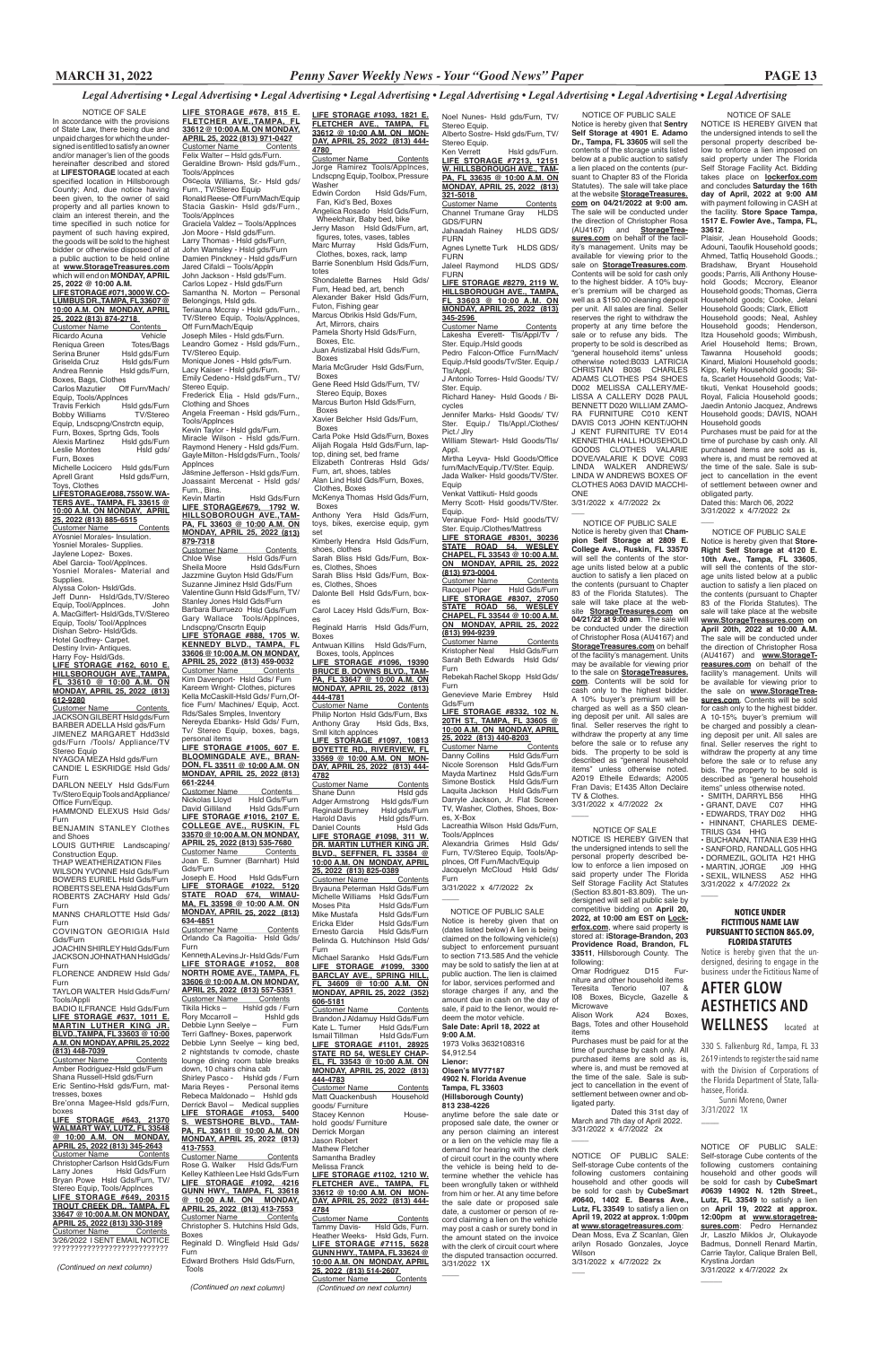*Legal Advertising • Legal Advertising • Legal Advertising • Legal Advertising • Legal Advertising • Legal Advertising • Legal Advertising • Legal Advertising*

NOTICE OF SALE

In accordance with the provisions of State Law, there being due and unpaid charges for which the undersigned is entitled to satisfy an owner and/or manager's lien of the goods hereinafter described and stored at **LIFESTORAGE** located at each specified location in Hillsborough County; And, due notice having been given, to the owner of said property and all parties known to claim an interest therein, and the time specified in such notice for payment of such having expired, the goods will be sold to the highest bidder or otherwise disposed of at a public auction to be held online at **www.StorageTreasures.com** which will end on **MONDAY, APRIL 25, 2022 @ 10:00 A.M.**

**LIFE STORAGE #071, 3000 W. COLUMBUS DR., TAMPA, FL 33607 @ 10:00 A.M. ON MONDAY, APRIL 25, 2022 (813) 874-2718**

| Customer Name | Contents |
|---|---|
| Ricardo Acuna | Vehicle |
| Reniqua Green | Totes/Bags |
| Serina Bruner | Hsld gds/Furn |
| Griselda Cruz | Hsld gds/Furn |
| Andrea Rennie | Hsld gds/Furn, Boxes, Bags, Clothes |
| Carlos Mazutier | Off Furn/Mach/Equip, Tools/Applnces |
| Travis Ferkich | Hsld gds/Furn |
| Bobby Williams | TV/Stereo Equip, Lndscpng/Cnstrctn equip, Furn, Boxes, Sprtng Gds, Tools |
| Alexis Martinez | Hsld gds/Furn |
| Leslie Montes | Hsld gds/Furn, Boxes |
| Michelle Locicero | Hsld gds/Furn |
| Aprell Grant | Hsld gds/Furn, Toys, Clothes |

**LIFESTORAGE#088, 7550 W. WATERS AVE., TAMPA, FL 33615 @ 10:00 A.M. ON MONDAY, APRIL 25, 2022 (813) 885-6515**

| Customer Name | Contents |
|---|---|

AYosniel Morales- Insulation.
Yosniel Morales- Supplies.
Jaylene Lopez- Boxes.
Abel Garcia- Tool/Applnces.
Yosniel Morales- Material and Supplies.
Alyssa Colon- Hsld/Gds.
Jeff Dunn- Hsld/Gds,TV/Stereo Equip, Tool/Applnces. John A. MacGiffert- Hsld/Gds,TV/Stereo Equip, Tools/ Tool/Applnces
Dishan Sebro- Hsld/Gds.
Hotel Godfrey- Carpet.
Destiny Irvin- Antiques.
Harry Foy- Hsld/Gds.

**LIFE STORAGE #162, 6010 E. HILLSBOROUGH AVE.,TAMPA, FL 33610 @ 10:00 A.M. ON MONDAY, APRIL 25, 2022 (813) 612-9280**

| Customer Name | Contents |
|---|---|

JACKSON GILBERT Hsld gds/Furn
BARBER ADELLA Hsld gds/Furn
JIMENEZ MARGARET Hdd3sld gds/Furn /Tools/ Appliance/TV Stereo Equip
NYAGOA MEZA Hsld gds/Furn
CANDIE L ESKRIDGE Hsld Gds/Furn
DARLON NEELY Hsld Gds/Furn Tv/Stereo Equip Tools and Appliance/ Office Furn/Equip.
HAMMOND ELEXUS Hsld Gds/Furn
BENJAMIN STANLEY Clothes and Shoes
LOUIS GUTHRIE Landscaping/ Construction Equip.
THAP WEATHERIZATION Files
WILSON YVONNE Hsld Gds/Furn
BOWERS EURIEL Hsld Gds/Furn
ROBERTS SELENA Hsld Gds/Furn
ROBERTS ZACHARY Hsld Gds/Furn
MANNS CHARLOTTE Hsld Gds/Furn
COVINGTON GEORGIA Hsld Gds/Furn
JOACHIN SHIRLEY Hsld Gds/Furn
JACKSON JOHNATHAN HsldGds/Furn
FLORENCE ANDREW Hsld Gds/Furn
TAYLOR WALTER Hsld Gds/Furn/ Tools/Appli
BADIO ILFRANCE Hsld Gds/Furn

**LIFE STORAGE #637, 1011 E. MARTIN LUTHER KING JR. BLVD.,TAMPA, FL 33603 @ 10:00 A.M. ON MONDAY, APRIL 25, 2022 (813) 448-7039**

| Customer Name | Contents |
|---|---|

Amber Rodriguez-Hsld gds/Furn
Shana Russell-Hsld gds/Furn
Eric Sentino-Hsld gds/Furn, mattresses, boxes
Bre'onna Magee-Hsld gds/Furn, boxes

**LIFE STORAGE #643, 21370 WALMART WAY, LUTZ, FL 33548 @ 10:00 A.M. ON MONDAY, APRIL 25, 2022 (813) 345-2643**

| Customer Name | Contents |
|---|---|
| Christopher Carlson | Hsld Gds/Furn |
| Larry Jones | Hsld Gds/Furn |
| Bryan Powe | Hsld Gds/Furn, TV/ Stereo Equip, Tools/Applnces |

**LIFE STORAGE #649, 20315 TROUT CREEK DR., TAMPA, FL 33647 @ 10:00 A.M. ON MONDAY, APRIL 25, 2022 (813) 330-3189**

| Customer Name | Contents |
|---|---|

3/26/2022 I SENT EMAIL NOTICE ??????????????????????????

*(Continued on next column)*

**LIFE STORAGE #678, 815 E. FLETCHER AVE.,TAMPA, FL 33612 @ 10:00 A.M. ON MONDAY, APRIL 25, 2022 (813) 971-0427**

| Customer Name | Contents |
|---|---|

Felix Walter – Hsld gds/Furn.
Geraldine Brown- Hsld gds/Furn., Tools/Applnces
Osceola Williams, Sr.- Hsld gds/ Furn., TV/Stereo Equip
Ronald Reese- Off Furn/Mach/Equip
Stacia Gaskin- Hsld gds/Furn., Tools/Applnces
Graciela Valdez – Tools/Applnces
Jon Moore - Hsld gds/Furn.
Larry Thomas - Hsld gds/Furn.
John Wamsley - Hsld gds/Furn
Damien Pinckney - Hsld gds/Furn
Jared Cifaldi – Tools/Appln
John Jackson - Hsld gds/Furn.
Carlos Lopez - Hsld gds/Furn
Samantha N. Morton – Personal Belongings, Hsld gds.
Teriauna Mccray - Hsld gds/Furn., TV/Stereo Equip, Tools/Applnces, Off Furn/Mach/Equip
Joseph Miles - Hsld gds/Furn.
Leandro Gomez - Hsld gds/Furn., TV/Stereo Equip.
Monique Jones - Hsld gds/Furn.
Lacy Kaiser - Hsld gds/Furn.
Emily Cedeno - Hsld gds/Furn., TV/ Stereo Equip.
Frederick Elia - Hsld gds/Furn., Clothing and Shoes
Angela Freeman - Hsld gds/Furn., Tools/Applnces
Kevin Taylor - Hsld gds/Furn.
Miracle Wilson - Hsld gds/Furn.
Raymond Henery - Hsld gds/Furn.
Gayle Milton - Hsld gds/Furn., Tools/ Applnces
Jasmine Jefferson - Hsld gds/Furn.
Joassaint Mercenat - Hsld gds/ Furn., Bins.
Kevin Martin Hsld Gds/Furn

**LIFE STORAGE#679, 1792 W. HILLSBOROUGH AVE.,TAMPA, FL 33603 @ 10:00 A.M. ON MONDAY, APRIL 25, 2022 (813) 879-7318**

| Customer Name | Contents |
|---|---|
| Chloe Wise | Hsld Gds/Furn |
| Sheila Moore | Hsld Gds/Furn |

Jazzmine Guyton Hsld Gds/Furn
Suzanne Jiminez Hsld Gds/Furn
Valentine Gunn Hsld Gds/Furn, TV/ Stereo Equip
Stanley Jones Hsld Gds/Furn
Barbara Burruezo Hsld Gds/Furn
Gary Wallace Tools/Applnces, Lndscpng/Cnscrtn Equip

**LIFE STORAGE #888, 1705 W. KENNEDY BLVD., TAMPA, FL 33606 @ 10:00 A.M. ON MONDAY, APRIL 25, 2022 (813) 459-0032**

| Customer Name | Contents |
|---|---|

Kim Davenport- Hsld Gds/ Furn
Kareem Wright- Clothes, pictures
Kella McCaskill-Hsld Gds/ Furn,Office Furn/ Machines/ Equip, Acct. Rds/Sales Smples, Inventory
Nereyda Ebanks- Hsld Gds/ Furn, Tv/ Stereo Equip, boxes, bags, personal items

**LIFE STORAGE #1005, 607 E. BLOOMINGDALE AVE., BRANDON, FL 33511 @ 10:00 A.M. ON MONDAY, APRIL 25, 2022 (813) 661-2244**

| Customer Name | Contents |
|---|---|
| Nickolas Lloyd | Hsld Gds/Furn |
| David Gilliland | Hsld Gds/Furn |

**LIFE STORAGE #1016, 2107 E. COLLEGE AVE., RUSKIN, FL 33570 @ 10:00 A.M. ON MONDAY, APRIL 25, 2022 (813) 535-7688**

| Customer Name | Contents |
|---|---|

Joan E. Sumner (Barnhart) Hsld Gds/Furn
Joseph E. Hood Hsld Gds/Furn

**LIFE STORAGE #1022, 5120 STATE ROAD 674, WIMAUMA, FL 33598 @ 10:00 A.M. ON MONDAY, APRIL 25, 2022 (813) 634-4851**

| Customer Name | Contents |
|---|---|

Orlando Ca Ragoitia- Hsld Gds/ Furn
Kenneth A Levins Jr - Hsld Gds/ Furn

**LIFE STORAGE #1052, 808 NORTH ROME AVE., TAMPA, FL 33606 @ 10:00 A.M. ON MONDAY, APRIL 25, 2022 (813) 557-5351**

| Customer Name | Contents |
|---|---|
| Tikila Hicks – | Hshld gds / Furn |
| Roy Mccarroll – | Hshld gds |
| Debbie Lynn Seelye – | Furn |

Terri Gaffney- Boxes, paperwork
Debbie Lynn Seelye – king bed, 2 nightstands to comode, chaste lounge dining room table breaks down, 10 chairs china cab
Shirley Pasco - Hshld gds / Furn
Maria Reyes - Personal items
Rebeca Maldonado – Hshld gds
Derrick Bevel – Medical supplies

**LIFE STORAGE #1053, 5400 S. WESTSHORE BLVD., TAMPA, FL 33611 @ 10:00 A.M. ON MONDAY, APRIL 25, 2022 (813) 413-7553**

| Customer Name | Contents |
|---|---|

Rose G. Walker Hsld Gds/Furn
Kelley Kathleen Lee Hsld Gds/Furn

**LIFE STORAGE #1092, 4216 GUNN HWY., TAMPA, FL 33618 @ 10:00 A.M. ON MONDAY, APRIL 25, 2022 (813) 413-7553**

| Customer Name | Contents |
|---|---|

Christopher S. Hutchins Hsld Gds, Boxes
Reginald D. Wingfield Hsld Gds/ Furn
Edward Brothers Hsld Gds/Furn, Tools

*(Continued on next column)*

**LIFE STORAGE #1093, 1821 E. FLETCHER AVE., TAMPA, FL 33612 @ 10:00 A.M. ON MONDAY, APRIL 25, 2022 (813) 444-4780**

| Customer Name | Contents |
|---|---|

Jorge Ramirez Tools/Applnces, Lndscpng Equip, Toolbox, Pressure Washer
Edwin Cordon Hsld Gds/Furn, Fan, Kid's Bed, Boxes
Angelica Rosado Hsld Gds/Furn, Wheelchair, Baby bed, bike
Jerry Mason Hsld Gds/Furn, art, figures, totes, vases, tables
Marc Murray Hsld Gds/Furn, Clothes, boxes, rack, lamp
Barrie Sonenblum Hsld Gds/Furn, totes
Shondalette Barnes Hsld Gds/ Furn, Head bed, art, bench
Alexander Baker Hsld Gds/Furn, Futon, Fishing gear
Marcus Obrikis Hsld Gds/Furn, Art, Mirrors, chairs
Pamela Shorty Hsld Gds/Furn, Boxes, Etc.
Juan Aristizabal Hsld Gds/Furn, Boxes
Maria McGruder Hsld Gds/Furn, Boxes
Gene Reed Hsld Gds/Furn, TV/ Stereo Equip, Boxes
Marcus Burton Hsld Gds/Furn, Boxes
Xavier Belcher Hsld Gds/Furn, Boxes
Carla Poke Hsld Gds/Furn, Boxes
Alijah Rogala Hsld Gds/Furn, laptop, dining set, bed frame
Elizabeth Contreras Hsld Gds/ Furn, art, shoes, tables
Alan Lind Hsld Gds/Furn, Boxes, Clothes, Boxes
McKenya Thomas Hsld Gds/Furn, Boxes
Anthony Yera Hsld Gds/Furn, toys, bikes, exercise equip, gym set
Kimberly Hendra Hsld Gds/Furn, shoes, clothes
Sarah Bliss Hsld Gds/Furn, Boxes, Clothes, Shoes
Sarah Bliss Hsld Gds/Furn, Boxes, Clothes, Shoes
Dalonte Bell Hsld Gds/Furn, boxes
Carol Lacey Hsld Gds/Furn, Boxes
Reginald Harris Hsld Gds/Furn, Boxes
Antwuan Killins Hsld Gds/Furn, Boxes, tools, Applnces

**LIFE STORAGE #1096, 19390 BRUCE B. DOWNS BLVD., TAMPA, FL 33647 @ 10:00 A.M. ON MONDAY, APRIL 25, 2022 (813) 444-4781**

| Customer Name | Contents |
|---|---|
| Philip Norton | Hsld Gds/Furn, Bxs |
| Anthony Gray | Hsld Gds, Bxs, Smll kitch applnces |

**LIFE STORAGE #1097, 10813 BOYETTE RD., RIVERVIEW, FL 33569 @ 10:00 A.M. ON MONDAY, APRIL 25, 2022 (813) 444-4782**

| Customer Name | Contents |
|---|---|
| Shane Dunn | Hsld gds |
| Adger Armstrong | Hsld gds/Furn |
| Reginald Burney | Hsld gds/Furn |
| Harold Davis | Hsld gds/Furn. |
| Daniel Counts | Hsld Gds |

**LIFE STORAGE #1098, 311 W. DR. MARTIN LUTHER KING JR. BLVD., SEFFNER, FL 33584 @ 10:00 A.M. ON MONDAY, APRIL 25, 2022 (813) 825-0389**

| Customer Name | Contents |
|---|---|
| Bryauna Peterman | Hsld Gds/Furn |
| Michelle Williams | Hsld Gds/Furn |
| Moses Pita | Hsld Gds/Furn |
| Mike Mustafa | Hsld Gds/Furn |
| Ericka Elder | Hsld Gds/Furn |
| Ernesto Garcia | Hsld Gds/Furn |

Belinda G. Hutchinson Hsld Gds/ Furn
Michael Saranko Hsld Gds/Furn

**LIFE STORAGE #1099, 3300 BARCLAY AVE., SPRING HILL, FL 34609 @ 10:00 A.M. ON MONDAY, APRIL 25, 2022 (352) 606-5181**

| Customer Name | Contents |
|---|---|
| Brandon J Adamuy | Hsld Gds/Furn |
| Kate L. Turner | Hsld Gds/Furn |
| Ismail Tillman | Hsld Gds/Furn |

**LIFE STORAGE #1101, 28925 STATE RD 54, WESLEY CHAPEL, FL 33543 @ 10:00 A.M. ON MONDAY, APRIL 25, 2022 (813) 444-4783**

| Customer Name | Contents |
|---|---|
| Matt Quackenbush | Household goods/ Furniture |
| Stacey Kennon | Household goods/ Furniture |

Derrick Morgan
Jason Robert
Mathew Fletcher
Samantha Bradley
Melissa Franck

**LIFE STORAGE #1102, 1210 W. FLETCHER AVE., TAMPA, FL 33612 @ 10:00 A.M. ON MONDAY, APRIL 25, 2022 (813) 444-4784**

| Customer Name | Contents |
|---|---|
| Tammy Davis- | Hsld Gds, Furn. |
| Heather Weeks- | Hsld Gds, Furn. |

**LIFE STORAGE #7115, 5628 GUNN HWY., TAMPA, FL 33624 @ 10:00 A.M. ON MONDAY, APRIL 25, 2022 (813) 514-2607**

| Customer Name | Contents |
|---|---|

*(Continued on next column)*

Noel Nunes- Hsld gds/Furn, TV/ Stereo Equip.
Alberto Sostre- Hsld gds/Furn, TV/ Stereo Equip.
Ken Verrett Hsld gds/Furn.

**LIFE STORAGE #7213, 12151 W. HILLSBOROUGH AVE., TAMPA, FL 33635 @ 10:00 A.M. ON MONDAY, APRIL 25, 2022 (813) 321-5018**

| Customer Name | Contents |
|---|---|
| Channel Trumane Gray | HLDS GDS/FURN |
| Jahaadah Rainey | HLDS GDS/ FURN |
| Agnes Lynette Turk | HLDS GDS/ FURN |
| Jaleel Raymond | HLDS GDS/ FURN |

**LIFE STORAGE #8279, 2119 W. HILLSBOROUGH AVE., TAMPA, FL 33603 @ 10:00 A.M. ON MONDAY, APRIL 25, 2022 (813) 345-2596**

| Customer Name | Contents |
|---|---|

Lakesha Everett- Tls/Appl/Tv / Ster. Equip./Hsld goods
Pedro Falcon-Office Furn/Mach/ Equip./Hsld goods/Tv/Ster. Equip./ Tls/Appl.
J Antonio Torres- Hsld Goods/ TV/ Ster. Equip.
Richard Haney- Hsld Goods / Bicycles
Jennifer Marks- Hsld Goods/ TV/ Ster. Equip./ Tls/Appl./Clothes/ Pict./ Jlry
William Stewart- Hsld Goods/Tls/ Appl.
Mirtha Leyva- Hsld Goods/Office furn/Mach/Equip./TV/Ster. Equip.
Jada Walker- Hsld goods/TV/Ster. Equip
Venkat Vattikuti- Hsld goods
Merry Scott- Hsld goods/TV/Ster. Equip.
Veranique Ford- Hsld goods/TV/ Ster. Equip./Clothes/Mattress

**LIFE STORAGE #8301, 30236 STATE ROAD 54, WESLEY CHAPEL, FL 33543 @ 10:00 A.M. ON MONDAY, APRIL 25, 2022 (813) 973-0004**

| Customer Name | Contents |
|---|---|
| Racquel Piper | Hsld Gds/Furn |

**LIFE STORAGE #8307, 27050 STATE ROAD 56, WESLEY CHAPEL, FL 33544 @ 10:00 A.M. ON MONDAY, APRIL 25, 2022 (813) 994-9239**

| Customer Name | Contents |
|---|---|
| Kristopher Neal | Hsld Gds/Furn |

Sarah Beth Edwards Hsld Gds/ Furn
Rebekah Rachel Skopp Hsld Gds/ Furn
Genevieve Marie Embrey Hsld Gds/Furn

**LIFE STORAGE #8332, 102 N. 20TH ST., TAMPA, FL 33605 @ 10:00 A.M. ON MONDAY, APRIL 25, 2022 (813) 440-8203**

| Customer Name | Contents |
|---|---|
| Danny Collins | Hsld Gds/Furn |
| Nicole Sorenson | Hsld Gds/Furn |
| Mayda Martinez | Hsld Gds/Furn |
| Simone Bostick | Hsld Gds/Furn |
| Laquita Jackson | Hsld Gds/Furn |

Darryle Jackson, Jr. Flat Screen TV, Washer, Clothes, Shoes, Boxes, X-Box
Lacreshia Wilson Hsld Gds/Furn, Tools/Applnces
Alexandria Grimes Hsld Gds/ Furn, TV/Stereo Equip, Tools/Applnces, Off Furn/Mach/Equip
Jacquelyn McCloud Hsld Gds/ Furn

3/31/2022 x 4/7/2022 2x

NOTICE OF PUBLIC SALE

Notice is hereby given that on (dates listed below) A lien is being claimed on the following vehicle(s) subject to enforcement pursuant to section 713.585 And the vehicle may be sold to satisfy the lien at at public auction. The lien is claimed for labor, services performed and storage charges if any, and the amount due in cash on the day of sale, if paid to the lienor, would redeem the motor vehicle.

**Sale Date: April 18, 2022 at 9:00 A.M.**

1973 Volks 3632108316
$4,912.54

**Lienor:**
**Olsen's MV77187**
**4902 N. Florida Avenue**
**Tampa, FL 33603**
**(Hillsborough County)**
**813 238-4226**

anytime before the sale date or proposed sale date, the owner or any person claiming an interest or a lien on the vehicle may file a demand for hearing with the clerk of circuit court in the county where the vehicle is being held to determine whether the vehicle has been wrongfully taken or withheld from him or her. At any time before the sale date or proposed sale date, a customer or person of record claiming a lien on the vehicle may post a cash or surety bond in the amount stated on the invoice with the clerk of circuit court where the disputed transaction occurred.

3/31/2022 1X

NOTICE OF PUBLIC SALE

Notice is hereby given that **Sentry Self Storage at 4901 E. Adamo Dr., Tampa, FL 33605** will sell the contents of the storage units listed below at a public auction to satisfy a lien placed on the contents (pursuant to Chapter 83 of the Florida Statutes). The sale will take place at the website **StorageTreasures.com** on **04/21/2022 at 9:00 am**. The sale will be conducted under the direction of Christopher Rosa (AU4167) and **StorageTreasures.com** on behalf of the facility's management. Units may be available for viewing prior to the sale on **StorageTreasures.com**. Contents will be sold for cash only to the highest bidder. A 10% buyer's premium will be charged as well as a $150.00 cleaning deposit per unit. All sales are final. Seller reserves the right to withdraw the property at any time before the sale or to refuse any bids. The property to be sold is described as "general household items" unless otherwise noted:B033 LATRICIA CHRISTIAN B036 CHARLES ADAMS CLOTHES PS4 SHOES D002 MELISSA CALLERY/MELISSA A CALLERY D028 PAUL BENNETT D020 WILLIAM ZAMORA FURNITURE C010 KENT DAVIS C013 JOHN KENT/JOHN J KENT FURNITURE TV E014 KENNETHIA HALL HOUSEHOLD GOODS CLOTHES VALARIE DOVE/VALARIE K DOVE C093 LINDA WALKER ANDREWS/ LINDA W ANDREWS BOXES OF CLOTHES A063 DAVID MACCHIONE

3/31/2022 x 4/7/2022 2x

NOTICE OF PUBLIC SALE

Notice is hereby given that **Champion Self Storage at 2809 E. College Ave., Ruskin, FL 33570** will sell the contents of the storage units listed below at a public auction to satisfy a lien placed on the contents (pursuant to Chapter 83 of the Florida Statutes). The sale will take place at the website **StorageTreasures.com** on **04/21/22 at 9:00 am**. The sale will be conducted under the direction of Christopher Rosa (AU4167) and **StorageTreasures.com** on behalf of the facility's management. Units may be available for viewing prior to the sale on **StorageTreasures.com**. Contents will be sold for cash only to the highest bidder. A 10% buyer's premium will be charged as well as a $50 cleaning deposit per unit. All sales are final. Seller reserves the right to withdraw the property at any time before the sale or to refuse any bids. The property to be sold is described as "general household items" unless otherwise noted. A2019 Ethelle Edwards; A2005 Fran Davis; E1435 Alton Declaire TV & Clothes.

3/31/2022 x 4/7/2022 2x

NOTICE OF SALE

NOTICE IS HEREBY GIVEN that the undersigned intends to sell the personal property described below to enforce a lien imposed on said property under The Florida Self Storage Facility Act Statutes (Section 83.801-83.809). The undersigned will sell at public sale by competitive bidding on **April 20, 2022, at 10:00 am EST on Lockerfox.com**, where said property is stored at: **iStorage-Brandon, 203 Providence Road, Brandon, FL 33511**, Hillsborough County. The following:

Omar Rodriguez D15 Furniture and other household items
Teresita Tenorio I07 & I08 Boxes, Bicycle, Gazelle & Microwave
Alison Work A24 Boxes, Bags, Totes and other Household items

Purchases must be paid for at the time of purchase by cash only. All purchased items are sold as is, where is, and must be removed at the time of the sale. Sale is subject to cancellation in the event of settlement between owner and obligated party.

Dated this 31st day of March and 7th day of April 2022.

3/31/2022 x 4/7/2022 2x

NOTICE OF PUBLIC SALE: Self-storage Cube contents of the following customers containing household and other goods will be sold for cash by **CubeSmart #0640, 1402 E. Bearss Ave., Lutz, FL 33549** to satisfy a lien on **April 19, 2022 at approx. 1:00pm at www.storagetreasures.com**: Dean Moss, Eva Z Scanlan, Glenarilyn Rosado Gonzales, Joyce Wilson

3/31/2022 x 4/7/2022 2x

NOTICE OF SALE

NOTICE IS HEREBY GIVEN that the undersigned intends to sell the personal property described below to enforce a lien imposed on said property under The Florida Self Storage Facility Act. Bidding takes place on **lockerfox.com** and concludes **Saturday the 16th day of April, 2022 at 9:00 AM** with payment following in CASH at the facility. **Store Space Tampa, 1517 E. Fowler Ave., Tampa, FL, 33612**.

Plaisir, Jean Household Goods; Adouni, Taoufik Household goods; Ahmed, Tatfiq Household Goods.; Bradshaw, Bryant Household goods; Parris, Alli Anthony Household Goods; Mccrory, Eleanor Household goods; Thomas, Cierra Household goods; Cooke, Jelani Household Goods; Clark, Elliott Household goods; Neal, Ashley Household goods; Henderson, Itza Household goods; Wimbush, Ariel Household Items; Brown, Tawanna Household goods; Kinard, Mialoni Household goods; Kipp, Kelly Household goods; Silfa, Scarlet Household Goods; Vattikuti, Venkat Household goods; Royal, Falicia Household goods; Jaedin Antonio Jacquez, Andrews Household goods; DAVIS, NOAH Household goods

Purchases must be paid for at the time of purchase by cash only. All purchased items are sold as is, where is, and must be removed at the time of the sale. Sale is subject to cancellation in the event of settlement between owner and obligated party.

Dated this: March 06, 2022

3/31/2022 x 4/7/2022 2x

NOTICE OF PUBLIC SALE

Notice is hereby given that **Store-Right Self Storage at 4120 E. 10th Ave., Tampa, FL 33605**, will sell the contents of the storage units listed below at a public auction to satisfy a lien placed on the contents (pursuant to Chapter 83 of the Florida Statutes). The sale will take place at the website **www.StorageTreasures.com** on **April 20th, 2022 at 10:00 A.M.** The sale will be conducted under the direction of Christopher Rosa (AU4167) and **www.StorageTreasures.com** on behalf of the facility's management. Units will be available for viewing prior to the sale on **www.StorageTreasures.com** Contents will be sold for cash only to the highest bidder. A 10-15% buyer's premium will be charged and possibly a cleaning deposit per unit. All sales are final. Seller reserves the right to withdraw the property at any time before the sale or to refuse any bids. The property to be sold is described as "general household items" unless otherwise noted.

- SMITH, DARRYL B56 HHG
- GRANT, DAVE C07 HHG
- EDWARDS, TRAY D02 HHG
- HINNANT, CHARLES DEMETRIUS G34 HHG
- BUCHANAN, TITIANA E39 HHG
- SANFORD, RANDALL G05 HHG
- DORMEZIL, GOLITA H21 HHG
- MARTIN, JORGE J09 HHG
- SEXIL, WILNESS A52 HHG

3/31/2022 x 4/7/2022 2x

**NOTICE UNDER FICTITIOUS NAME LAW PURSUANT TO SECTION 865.09, FLORIDA STATUTES**

Notice is hereby given that the undersigned, desiring to engage in the business under the Fictitious Name of

# AFTER GLOW AESTHETICS AND WELLNESS

located at 330 S. Falkenburg Rd., Tampa, FL 33 2619 intends to register the said name with the Division of Corporations of the Florida Department of State, Tallahassee, Florida.

Sunni Moreno, Owner

3/31/2022 1X

NOTICE OF PUBLIC SALE: Self-storage Cube contents of the following customers containing household and other goods will be sold for cash by **CubeSmart #0639 14902 N. 12th Street., Lutz, FL 33549** to satisfy a lien on **April 19, 2022 at approx. 12:00pm at www.storagetreasures.com**: Pedro Hernandez Jr, Laszlo Miklos Jr, Olukayode Badmus, Donnell Renard Martin, Carrie Taylor, Calique Bralen Bell, Krystina Jordan

3/31/2022 x 4/7/2022 2x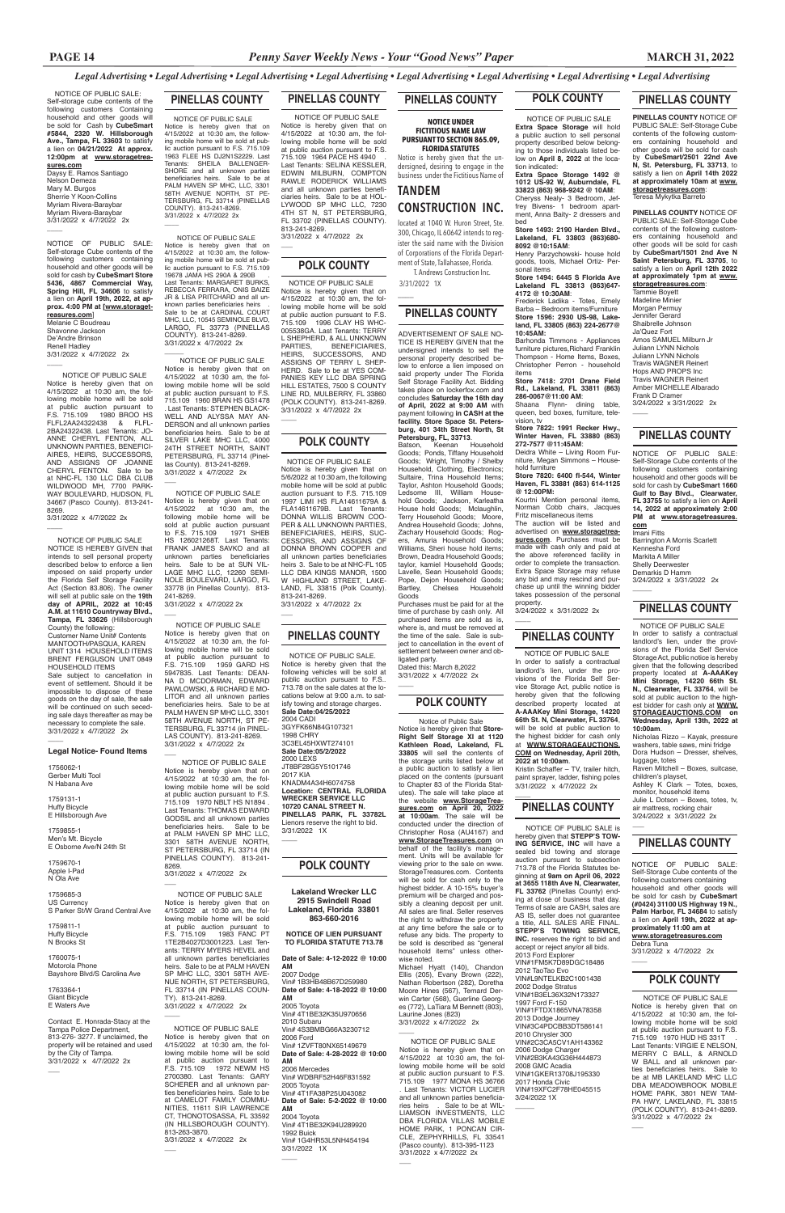*Legal Advertising • Legal Advertising • Legal Advertising • Legal Advertising • Legal Advertising • Legal Advertising • Legal Advertising • Legal Advertising*

NOTICE OF PUBLIC SALE: Self-storage cube contents of the following customers Containing household and other goods will be sold for Cash by **CubeSmart #5844, 2320 W. Hillsborough Ave., Tampa, FL 33603** to satisfy a lien on **04/21/2022 At approx. 12:00pm at www.storagetreasures.com**

Daysy E. Ramos Santiago
Nelson Demeza
Mary M. Burgos
Sherrie Y Koon-Collins
Myriam Rivera-Baraybar
Myriam Rivera-Baraybar

3/31/2022 x 4/7/2022 2x

NOTICE OF PUBLIC SALE: Self-storage Cube contents of the following customers containing household and other goods will be sold for cash by **CubeSmart Store 5436, 4867 Commercial Way, Spring Hill, FL 34606** to satisfy a lien on **April 19th, 2022, at approx. 4:00 PM at [www.storagetreasures.com]**

Melanie C Boudreau
Shavonne Jackson
De'Andre Brinson
Renell Hadley

3/31/2022 x 4/7/2022 2x

NOTICE OF PUBLIC SALE

Notice is hereby given that on 4/15/2022 at 10:30 am, the following mobile home will be sold at public auction pursuant to F.S. 715.109 1980 BROO HS FLFL2AA24322438 & FLFL2BA24322438. Last Tenants: JOANNE CHERYL FENTON, ALL UNKNOWN PARTIES, BENEFICIAIRES, HEIRS, SUCCESSORS, AND ASSIGNS OF JOANNE CHERYL FENTON. Sale to be at NHC-FL 130 LLC DBA CLUB WILDWOOD MH, 7700 PARKWAY BOULEVARD, HUDSON, FL 34667 (Pasco County). 813-241-8269.

3/31/2022 x 4/7/2022 2x

NOTICE OF PUBLIC SALE

NOTICE IS HEREBY GIVEN that intends to sell personal property described below to enforce a lien imposed on said property under the Florida Self Storage Facility Act (Section 83.806). The owner will sell at public sale on the **19th day of APRIL, 2022 at 10:45 A.M. at 11610 Countryway Blvd., Tampa, FL 33626** (Hillsborough County) the following:

Customer Name Unit# Contents
MANTOOTH/PASQUA, KAREN UNIT 1314 HOUSEHOLD ITEMS
BRENT FERGUSON UNIT 0849 HOUSEHOLD ITEMS

Sale subject to cancellation in event of settlement. Should it be impossible to dispose of these goods on the day of sale, the sale will be continued on such seceding sale days thereafter as may be necessary to complete the sale.

3/31/2022 x 4/7/2022 2x

## Legal Notice- Found Items

1756062-1
Gerber Multi Tool
N Habana Ave

1759131-1
Huffy Bicycle
E Hillsborough Ave

1759855-1
Men's Mt. Bicycle
E Osborne Ave/N 24th St

1759670-1
Apple I-Pad
N Ola Ave

1759685-3
US Currency
S Parker St/W Grand Central Ave

1759811-1
Huffy Bicycle
N Brooks St

1760075-1
Motorola Phone
Bayshore Blvd/S Carolina Ave

1763364-1
Giant Bicycle
E Waters Ave

Contact E. Honrada-Stacy at the Tampa Police Department, 813-276- 3277. If unclaimed, the property will be retained and used by the City of Tampa.

3/31/2022 x 4/7/2022 2x

## PINELLAS COUNTY

NOTICE OF PUBLIC SALE

Notice is hereby given that on 4/15/2022 at 10:30 am, the following mobile home will be sold at public auction pursuant to F.S. 715.109 1963 FLEE HS DJ2N1S2229. Last Tenants: SHEILA BALLENGERSHORE and all unknown parties beneficiaries heirs. Sale to be at PALM HAVEN SP MHC LLC, 3301 58TH AVENUE NORTH, ST PETERSBURG, FL 33714 (PINELLAS COUNTY). 813-241-8269.

3/31/2022 x 4/7/2022 2x

NOTICE OF PUBLIC SALE

Notice is hereby given that on 4/15/2022 at 10:30 am, the following mobile home will be sold at public auction pursuant to F.S. 715.109 19678 JAMA HS 290A & 290B Last Tenants: MARGARET BURKS, REBECCA FERRARA, ONIS BAIZE JR & LISA PRITCHARD and all unknown parties beneficiaries heirs Sale to be at CARDINAL COURT MHC, LLC, 10545 SEMINOLE BLVD, LARGO, FL 33773 (PINELLAS COUNTY). 813-241-8269.

3/31/2022 x 4/7/2022 2x

NOTICE OF PUBLIC SALE

Notice is hereby given that on 4/15/2022 at 10:30 am, the following mobile home will be sold at public auction pursuant to F.S. 715.109 1960 BRAN HS GS1478 . Last Tenants: STEPHEN BLACKWELL AND ALYSSA MAY ANDERSON and all unknown parties beneficiaries heirs. Sale to be at SILVER LAKE MHC LLC, 4000 24TH STREET NORTH, SAINT PETERSBURG, FL 33714 (Pinellas County). 813-241-8269.

3/31/2022 x 4/7/2022 2x

NOTICE OF PUBLIC SALE

Notice is hereby given that on 4/15/2022 at 10:30 am, the following mobile home will be sold at public auction pursuant to F.S. 715.109 1971 SHEB HS 126021268T. Last Tenants: FRANK JAMES SAVKO and all unknown parties beneficiaries heirs. Sale to be at SUN VILLAGE MHC LLC, 12260 SEMINOLE BOULEVARD, LARGO, FL 33778 (in Pinellas County). 813-241-8269.

3/31/2022 x 4/7/2022 2x

NOTICE OF PUBLIC SALE

Notice is hereby given that on 4/15/2022 at 10:30 am, the following mobile home will be sold at public auction pursuant to F.S. 715.109 1959 GARD HS 5947835. Last Tenants: DEANNA D MCDORMAN, EDWARD PAWLOWSKI, & RICHARD E MOLITOR and all unknown parties beneficiaries heirs. Sale to be at PALM HAVEN SP MHC LLC, 3301 58TH AVENUE NORTH, ST PETERSBURG, FL 33714 (in PINELLAS COUNTY). 813-241-8269.

3/31/2022 x 4/7/2022 2x

NOTICE OF PUBLIC SALE

Notice is hereby given that on 4/15/2022 at 10:30 am, the following mobile home will be sold at public auction pursuant to F.S. 715.109 1970 NBLT HS N1894 . Last Tenants: THOMAS EDWARD GODSIL and all unknown parties beneficiaries heirs. Sale to be at PALM HAVEN SP MHC LLC, 3301 58TH AVENUE NORTH, ST PETERSBURG, FL 33714 (IN PINELLAS COUNTY). 813-241-8269.

3/31/2022 x 4/7/2022 2x

NOTICE OF PUBLIC SALE

Notice is hereby given that on 4/15/2022 at 10:30 am, the following mobile home will be sold at public auction pursuant to F.S. 715.109 1983 FANC PT 1TE2B4027D3001223. Last Tenants: TERRY MYERS HEVEL and all unknown parties beneficiaries heirs. Sale to be at PALM HAVEN SP MHC LLC, 3301 58TH AVENUE NORTH, ST PETERSBURG, FL 33714 (IN PINELLAS COUNTY). 813-241-8269.

3/31/2022 x 4/7/2022 2x

NOTICE OF PUBLIC SALE

Notice is hereby given that on 4/15/2022 at 10:30 am, the following mobile home will be sold at public auction pursuant to F.S. 715.109 1972 NEWM HS 2700380. Last Tenants: GARY SCHERER and all unknown parties beneficiaries heirs. Sale to be at CAMELOT FAMILY COMMUNITIES, 11611 SIR LAWRENCE CT, THONOTOSASSA, FL 33592 (IN HILLSBOROUGH COUNTY). 813-263-3870.

3/31/2022 x 4/7/2022 2x

## PINELLAS COUNTY

NOTICE OF PUBLIC SALE

Notice is hereby given that on 4/15/2022 at 10:30 am, the following mobile home will be sold at public auction pursuant to F.S. 715.109 1964 PACE HS 4940 . Last Tenants: SELINA KESSLER, EDWIN MILBURN, COMPTON RAWLE RODERICK WILLIAMS and all unknown parties beneficiaries heirs. Sale to be at HOLLYWOOD SP MHC LLC, 7230 4TH ST N, ST PETERSBURG, FL 33702 (PINELLAS COUNTY). 813-241-8269.

3/31/2022 x 4/7/2022 2x

## POLK COUNTY

NOTICE OF PUBLIC SALE

Notice is hereby given that on 4/15/2022 at 10:30 am, the following mobile home will be sold at public auction pursuant to F.S. 715.109 1996 CLAY HS WHC-005538GA. Last Tenants: TERRY L SHEPHERD, & ALL UNKNOWN PARTIES, BENEFICIARIES, HEIRS, SUCCESSORS, AND ASSIGNS OF TERRY L SHEPHERD. Sale to be at YES COMPANIES KEY LLC DBA SPRING HILL ESTATES, 7500 S COUNTY LINE RD, MULBERRY, FL 33860 (POLK COUNTY). 813-241-8269.

3/31/2022 x 4/7/2022 2x

## POLK COUNTY

NOTICE OF PUBLIC SALE

Notice is hereby given that on 5/6/2022 at 10:30 am, the following mobile home will be sold at public auction pursuant to F.S. 715.109 1997 LIMI HS FLA14611679A & FLA14611679B. Last Tenants: DONNA WILLIS BROWN COOPER & ALL UNKNOWN PARTIES, BENEFICIARIES, HEIRS, SUCCESSORS, AND ASSIGNS OF DONNA BROWN COOPER and all unknown parties beneficiaries heirs 3. Sale to be at NHC-FL 105 LLC DBA KINGS MANOR, 1500 W HIGHLAND STREET, LAKELAND, FL 33815 (Polk County). 813-241-8269.

3/31/2022 x 4/7/2022 2x

## PINELLAS COUNTY

NOTICE OF PUBLIC SALE.

Notice is hereby given that the following vehicles will be sold at public auction pursuant to F.S. 713.78 on the sale dates at the locations below at 9:00 a.m. to satisfy towing and storage charges.

**Sale Date:04/25/2022**
2004 CADI
3GYFK66N84G107321
1998 CHRY
3C3EL45HXWT274101
**Sale Date:05/2/2022**
2000 LEXS
JT8BF28G5Y5101746
2017 KIA
KNADM4A34H6074758

**Location: CENTRAL FLORIDA WRECKER SERVICE LLC 10720 CANAL STREET N. PINELLAS PARK, FL 33782L** Lienors reserve the right to bid.

3/31/2022 1X

## POLK COUNTY

**Lakeland Wrecker LLC**
**2915 Swindell Road**
**Lakeland, Florida 33801**
**863-660-2016**

**NOTICE OF LIEN PURSUANT TO FLORIDA STATUTE 713.78**

**Date of Sale: 4-12-2022 @ 10:00 AM**
2007 Dodge
Vin# 1B3HB48B67D259980
**Date of Sale: 4-18-2022 @ 10:00 AM**
2005 Toyota
Vin# 4T1BE32K35U970656
2010 Subaru
Vin# 4S3BMBG66A3230712
2006 Ford
Vin# 1ZVFT80NX65149679
**Date of Sale: 4-28-2022 @ 10:00 AM**
2006 Mercedes
Vin# WDBRF52H46F831592
2005 Toyota
Vin# 4T1FA38P25U043082
**Date of Sale: 5-2-2022 @ 10:00 AM**
2004 Toyota
Vin# 4T1BE32K94U289920
1992 Buick
Vin# 1G4HR53L5NH454194

3/31/2022 1X

## PINELLAS COUNTY

**NOTICE UNDER FICTITIOUS NAME LAW PURSUANT TO SECTION 865.09, FLORIDA STATUTES**

Notice is hereby given that the undersigned, desiring to engage in the business under the Fictitious Name of

# TANDEM CONSTRUCTION INC.

located at 1040 W. Huron Street, Ste. 300, Chicago, IL 60642 intends to register the said name with the Division of Corporations of the Florida Department of State, Tallahassee, Florida.

T. Andrews Construction Inc.

3/31/2022 1X

## PINELLAS COUNTY

ADVERTISEMENT OF SALE NOTICE IS HEREBY GIVEN that the undersigned intends to sell the personal property described below to enforce a lien imposed on said property under The Florida Self Storage Facility Act. Bidding takes place on lockerfox.com and concludes **Saturday the 16th day of April, 2022 at 9:00 AM** with payment following **in CASH at the facility. Store Space St. Petersburg, 401 34th Street North, St Petersburg, FL, 33713**.

Batson, Keenan Household Goods; Ponds, Tiffany Household Goods; Wright, Timothy / Shelby Household, Clothing, Electronics; Sultaire, Trina Household Items; Taylor, Ashton Household Goods; Ledsome III, William Household Goods; Jackson, Karleatha House hold Goods; Mclaughlin, Terry Household Goods; Moore, Andrea Household Goods; Johns, Zachary Household Goods; Rogers, Amaria Household Goods; Williams, Sheri house hold items; Brown, Deadra Household Goods; taylor, kamiel Household Goods; Lavelle, Sean Household Goods; Pope, Dejon Household Goods; Bartley, Chelsea Household Goods

Purchases must be paid for at the time of purchase by cash only. All purchased items are sold as is, where is, and must be removed at the time of the sale. Sale is subject to cancellation in the event of settlement between owner and obligated party.

Dated this: March 8,2022

3/31/2022 x 4/7/2022 2x

## POLK COUNTY

Notice of Public Sale

Notice is hereby given that **Store-Right Self Storage XI at 1120 Kathleen Road, Lakeland, FL 33805** will sell the contents of the storage units listed below at a public auction to satisfy a lien placed on the contents (pursuant to Chapter 83 of the Florida Statutes). The sale will take place at the website **www.StorageTreasures.com on April 20, 2022 at 10:00am**. The sale will be conducted under the direction of Christopher Rosa (AU4167) and **www.StorageTreasures.com** on behalf of the facility's management. Units will be available for viewing prior to the sale on www.StorageTreasures.com. Contents will be sold for cash only to the highest bidder. A 10-15% buyer's premium will be charged and possibly a cleaning deposit per unit. All sales are final. Seller reserves the right to withdraw the property at any time before the sale or to refuse any bids. The property to be sold is described as "general household items" unless otherwise noted.

Michael Hyatt (140), Chandon Ellis (205), Evany Brown (222), Nathan Robertson (282), Doretha Moore Hines (567), Ternard Derwin Carter (568), Guerline Georges (772), LaTiara M Bennett (803), Laurine Jones (823)

3/31/2022 x 4/7/2022 2x

NOTICE OF PUBLIC SALE

Notice is hereby given that on 4/15/2022 at 10:30 am, the following mobile home will be sold at public auction pursuant to F.S. 715.109 1977 MONA HS 36766 . Last Tenants: VICTOR LUCIER and all unknown parties beneficiaries heirs . Sale to be at WILLIAMSON INVESTMENTS, LLC DBA FLORIDA VILLAS MOBILE HOME PARK, 1 PONCAN CIRCLE, ZEPHYRHILLS, FL 33541 (Pasco county). 813-395-1123

3/31/2022 x 4/7/2022 2x

## POLK COUNTY

NOTICE OF PUBLIC SALE

**Extra Space Storage** will hold a public auction to sell personal property described below belonging to those individuals listed below on **April 8, 2022** at the location indicated:

**Extra Space Storage 1492 @ 1012 US-92 W, Auburndale, FL 33823 (863) 968-9242 @ 10AM:**
Cheryss Nealy- 3 Bedroom, Jeffrey Bivens- 1 bedroom apartment, Anna Baity- 2 dressers and bed

**Store 1493: 2190 Harden Blvd., Lakeland, FL 33803 (863)680-8092 @10:15AM**:
Henry Parzychowski- house hold goods, tools, Michael Ortiz- Personal items

**Store 1494: 6445 S Florida Ave Lakeland, FL 33813 (863)647-4172 @ 10:30AM**:
Frederick Ladika - Totes, Emely Barba – Bedroom items/Furniture

**Store 1596: 2930 US-98, Lakeland, FL 33805 (863) 224-2677@ 10:45AM:**
Barhonda Timmons - Appliances furniture pictures,Richard Franklin Thompson - Home Items, Boxes, Christopher Perron - household items

**Store 7418: 2701 Drane Field Rd., Lakeland, FL 33811 (863) 286-0067@11:00 AM**:
Shaana Flynn- dining table, queen, bed boxes, furniture, television, tv

**Store 7822: 1991 Recker Hwy., Winter Haven, FL 33880 (863) 272-7577 @11:45AM**:
Deidra White – Living Room Furniture, Megan Simmons – Household furniture

**Store 7820: 6400 Fl-544, Winter Haven, FL 33881 (863) 614-1125 @ 12:00PM:**
Kourtni Mention personal items, Norman Cobb chairs, Jacques Fritz miscellaneous items

The auction will be listed and advertised on **www.storagetreasures.com**. Purchases must be made with cash only and paid at the above referenced facility in order to complete the transaction. Extra Space Storage may refuse any bid and may rescind any purchase up until the winning bidder takes possession of the personal property.

3/24/2022 x 3/31/2022 2x

## PINELLAS COUNTY

NOTICE OF PUBLIC SALE

In order to satisfy a contractual landlord's lien, under the provisions of the Florida Self Service Storage Act, public notice is hereby given that the following described property located at **A-AAAKey Mini Storage, 14220 66th St. N, Clearwater, FL 33764**, will be sold at public auction to the highest bidder for cash only at **WWW.STORAGEAUCTIONS.COM on Wednesday, April 20th, 2022 at 10:00am**.

Kristin Schaffer – TV, trailer hitch, paint sprayer, ladder, fishing poles

3/31/2022 x 4/7/2022 2x

## PINELLAS COUNTY

NOTICE OF PUBLIC SALE is hereby given that **STEPP'S TOWING SERVICE, INC** will have a sealed bid towing and storage auction pursuant to subsection 713.78 of the Florida Statutes beginning at **9am on April 06, 2022 at 3655 118th Ave N, Clearwater, FL 33762** (Pinellas County) ending at close of business that day. Terms of sale are CASH, sales are AS IS, seller does not guarantee a title, ALL SALES ARE FINAL. **STEPP'S TOWING SERVICE, INC.** reserves the right to bid and accept or reject any/or all bids.

2013 Ford Explorer
VIN#1FM5K7D89DGC18486
2012 TaoTao Evo
VIN#L9NTELKB2C1001438
2002 Dodge Stratus
VIN#1B3EL36X32N173327
1997 Ford F-150
VIN#1FTDX1865VNA78358
2013 Dodge Journey
VIN#3C4PDCBB3DT586141
2010 Chrysler 300
VIN#2C3CA5CV1AH143362
2006 Dodge Charger
VIN#2B3KA43G36H444873
2008 GMC Acadia
VIN#1GKER13708J195330
2017 Honda Civic
VIN#19XFC2F78HE045515

3/24/2022 1X

## PINELLAS COUNTY

**PINELLAS COUNTY** NOTICE OF PUBLIC SALE: Self-Storage Cube contents of the following customers containing household and other goods will be sold for cash by **CubeSmart/2501 22nd Ave N, St. Petersburg, FL 33713**, to satisfy a lien on **April 14th 2022 at approximately 10am at www.storagetreasures.com**:

Teresa Mykytka Barreto

**PINELLAS COUNTY** NOTICE OF PUBLIC SALE: Self-Storage Cube contents of the following customers containing household and other goods will be sold for cash by **CubeSmart/1501 2nd Ave N Saint Petersburg, FL 33705**, to satisfy a lien on **April 12th 2022 at approximately 1pm at www.storagetreasures.com**:

Tammie Boyett
Madeline Minier
Morgan Permuy
Jennifer Gerard
Shaibrelle Johnson
Ja'Quez Fort
Amos SAMUEL Milburn Jr
Juliann LYNN Nichols
Juliann LYNN Nichols
Travis WAGNER Reinert
Hops AND PROPS Inc
Travis WAGNER Reinert
Amber MICHELLE Albarado
Frank D Cramer

3/24/2022 x 3/31/2022 2x

## PINELLAS COUNTY

NOTICE OF PUBLIC SALE: Self-Storage Cube contents of the following customers containing household and other goods will be sold for cash by **CubeSmart 1660 Gulf to Bay Blvd., Clearwater, FL 33755** to satisfy a lien on **April 14, 2022 at approximately 2:00 PM at www.storagetreasures.com**

Imani Fitts
Barrington A Morris Scarlett
Kennesha Ford
Markita A Miller
Shelly Deerwester
Demarkis D Hamm

3/24/2022 x 3/31/2022 2x

## PINELLAS COUNTY

NOTICE OF PUBLIC SALE

In order to satisfy a contractual landlord's lien, under the provisions of the Florida Self Service Storage Act, public notice is hereby given that the following described property located at **A-AAAKey Mini Storage, 14220 66th St. N., Clearwater, FL 33764**, will be sold at public auction to the highest bidder for cash only at **WWW.STORAGEAUCTIONS.COM on Wednesday, April 13th, 2022 at 10:00am**.

Nicholas Rizzo – Kayak, pressure washers, table saws, mini fridge
Dora Hudson – Dresser, shelves, luggage, totes
Raven Mitchell – Boxes, suitcase, children's playset,
Ashley K Clark – Totes, boxes, monitor, household items
Julie L Dotson – Boxes, totes, tv, air mattress, rocking chair

3/24/2022 x 3/31/2022 2x

## PINELLAS COUNTY

NOTICE OF PUBLIC SALE: Self-Storage Cube contents of the following customers containing household and other goods will be sold for cash by **CubeSmart (#0424) 31100 US Highway 19 N., Palm Harbor, FL 34684** to satisfy a lien on **April 19th, 2022 at approximately 11:00 am at www.storagetreasures.com**

Debra Tuna

3/31/2022 x 4/7/2022 2x

## POLK COUNTY

NOTICE OF PUBLIC SALE

Notice is hereby given that on 4/15/2022 at 10:30 am, the following mobile home will be sold at public auction pursuant to F.S. 715.109 1970 HUD HS 331T . Last Tenants: VIRGIE E NELSON, MERRY C BALL, & ARNOLD W BALL and all unknown parties beneficiaries heirs. Sale to be at MHC LAKELAND MHC LLC DBA MEADOWBROOK MOBILE HOME PARK, 3801 NEW TAMPA HWY, LAKELAND, FL 33815 (POLK COUNTY). 813-241-8269.

3/31/2022 x 4/7/2022 2x